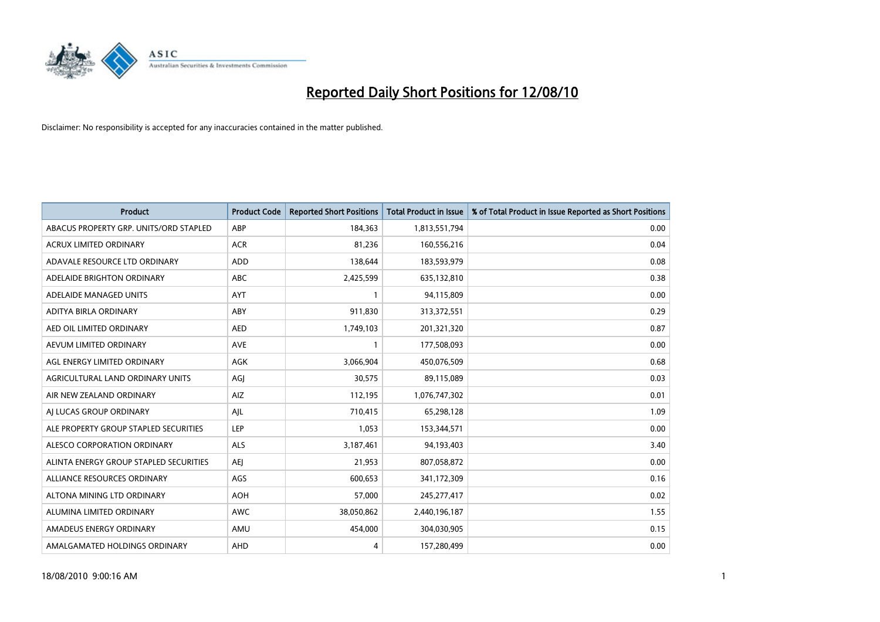# Reported Daily Short Positions for 12/08/10

Disclaimer: No responsibility is accepted for any inaccuracies contained in the matter published.

| Product | Product Code | Reported Short Positions | Total Product in Issue | % of Total Product in Issue Reported as Short Positions |
|---|---|---|---|---|
| ABACUS PROPERTY GRP. UNITS/ORD STAPLED | ABP | 184,363 | 1,813,551,794 | 0.00 |
| ACRUX LIMITED ORDINARY | ACR | 81,236 | 160,556,216 | 0.04 |
| ADAVALE RESOURCE LTD ORDINARY | ADD | 138,644 | 183,593,979 | 0.08 |
| ADELAIDE BRIGHTON ORDINARY | ABC | 2,425,599 | 635,132,810 | 0.38 |
| ADELAIDE MANAGED UNITS | AYT | 1 | 94,115,809 | 0.00 |
| ADITYA BIRLA ORDINARY | ABY | 911,830 | 313,372,551 | 0.29 |
| AED OIL LIMITED ORDINARY | AED | 1,749,103 | 201,321,320 | 0.87 |
| AEVUM LIMITED ORDINARY | AVE | 1 | 177,508,093 | 0.00 |
| AGL ENERGY LIMITED ORDINARY | AGK | 3,066,904 | 450,076,509 | 0.68 |
| AGRICULTURAL LAND ORDINARY UNITS | AGJ | 30,575 | 89,115,089 | 0.03 |
| AIR NEW ZEALAND ORDINARY | AIZ | 112,195 | 1,076,747,302 | 0.01 |
| AJ LUCAS GROUP ORDINARY | AJL | 710,415 | 65,298,128 | 1.09 |
| ALE PROPERTY GROUP STAPLED SECURITIES | LEP | 1,053 | 153,344,571 | 0.00 |
| ALESCO CORPORATION ORDINARY | ALS | 3,187,461 | 94,193,403 | 3.40 |
| ALINTA ENERGY GROUP STAPLED SECURITIES | AEJ | 21,953 | 807,058,872 | 0.00 |
| ALLIANCE RESOURCES ORDINARY | AGS | 600,653 | 341,172,309 | 0.16 |
| ALTONA MINING LTD ORDINARY | AOH | 57,000 | 245,277,417 | 0.02 |
| ALUMINA LIMITED ORDINARY | AWC | 38,050,862 | 2,440,196,187 | 1.55 |
| AMADEUS ENERGY ORDINARY | AMU | 454,000 | 304,030,905 | 0.15 |
| AMALGAMATED HOLDINGS ORDINARY | AHD | 4 | 157,280,499 | 0.00 |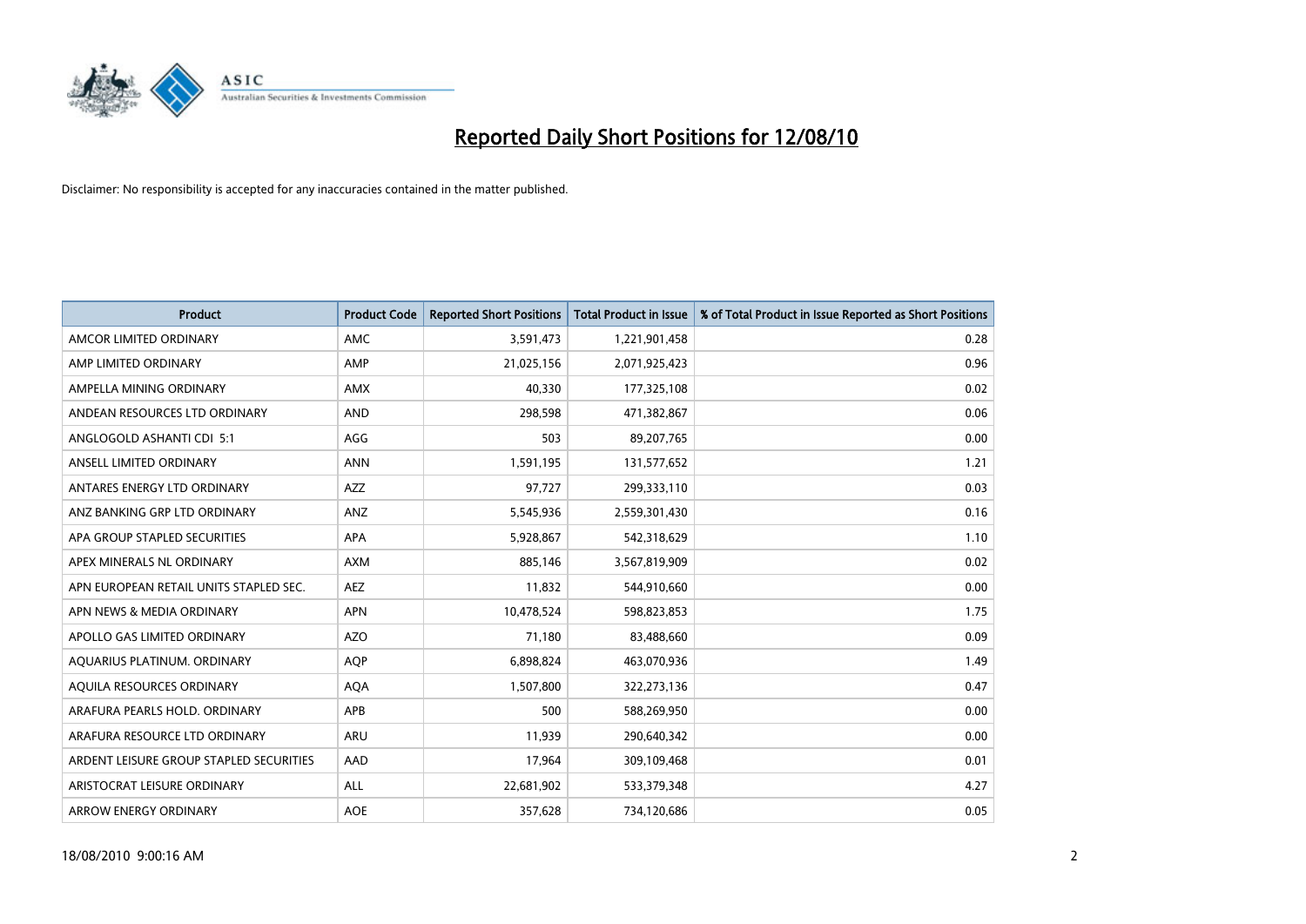# Reported Daily Short Positions for 12/08/10

Disclaimer: No responsibility is accepted for any inaccuracies contained in the matter published.

| Product | Product Code | Reported Short Positions | Total Product in Issue | % of Total Product in Issue Reported as Short Positions |
|---|---|---|---|---|
| AMCOR LIMITED ORDINARY | AMC | 3,591,473 | 1,221,901,458 | 0.28 |
| AMP LIMITED ORDINARY | AMP | 21,025,156 | 2,071,925,423 | 0.96 |
| AMPELLA MINING ORDINARY | AMX | 40,330 | 177,325,108 | 0.02 |
| ANDEAN RESOURCES LTD ORDINARY | AND | 298,598 | 471,382,867 | 0.06 |
| ANGLOGOLD ASHANTI CDI 5:1 | AGG | 503 | 89,207,765 | 0.00 |
| ANSELL LIMITED ORDINARY | ANN | 1,591,195 | 131,577,652 | 1.21 |
| ANTARES ENERGY LTD ORDINARY | AZZ | 97,727 | 299,333,110 | 0.03 |
| ANZ BANKING GRP LTD ORDINARY | ANZ | 5,545,936 | 2,559,301,430 | 0.16 |
| APA GROUP STAPLED SECURITIES | APA | 5,928,867 | 542,318,629 | 1.10 |
| APEX MINERALS NL ORDINARY | AXM | 885,146 | 3,567,819,909 | 0.02 |
| APN EUROPEAN RETAIL UNITS STAPLED SEC. | AEZ | 11,832 | 544,910,660 | 0.00 |
| APN NEWS & MEDIA ORDINARY | APN | 10,478,524 | 598,823,853 | 1.75 |
| APOLLO GAS LIMITED ORDINARY | AZO | 71,180 | 83,488,660 | 0.09 |
| AQUARIUS PLATINUM. ORDINARY | AQP | 6,898,824 | 463,070,936 | 1.49 |
| AQUILA RESOURCES ORDINARY | AQA | 1,507,800 | 322,273,136 | 0.47 |
| ARAFURA PEARLS HOLD. ORDINARY | APB | 500 | 588,269,950 | 0.00 |
| ARAFURA RESOURCE LTD ORDINARY | ARU | 11,939 | 290,640,342 | 0.00 |
| ARDENT LEISURE GROUP STAPLED SECURITIES | AAD | 17,964 | 309,109,468 | 0.01 |
| ARISTOCRAT LEISURE ORDINARY | ALL | 22,681,902 | 533,379,348 | 4.27 |
| ARROW ENERGY ORDINARY | AOE | 357,628 | 734,120,686 | 0.05 |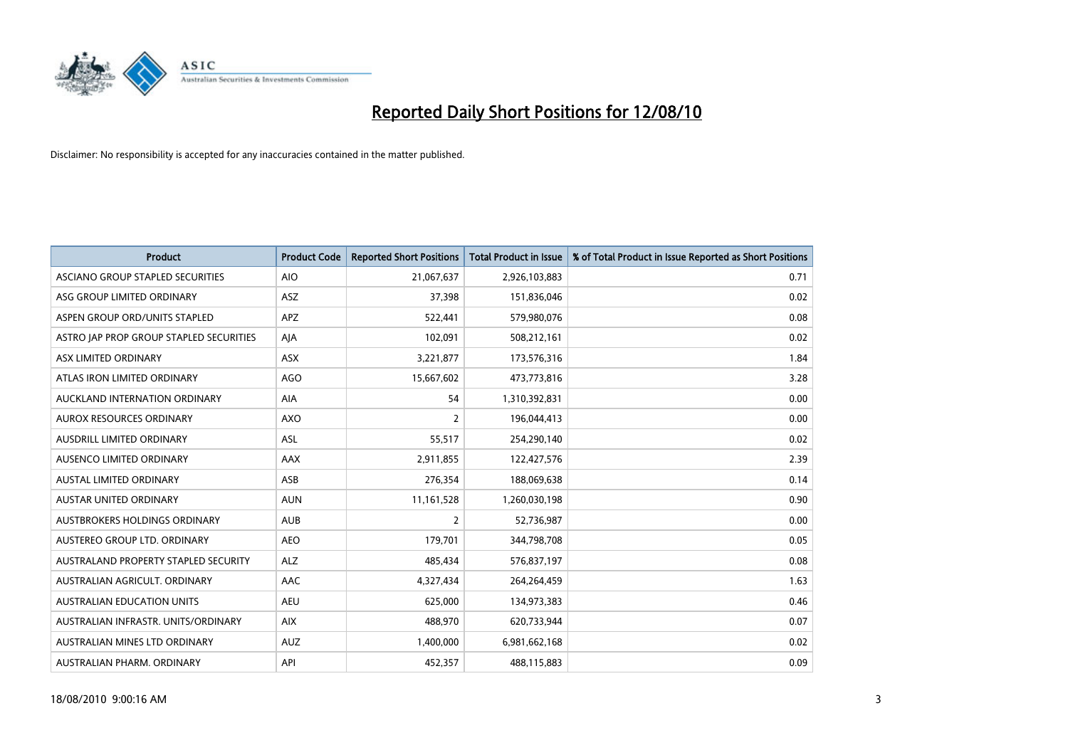# Reported Daily Short Positions for 12/08/10

Disclaimer: No responsibility is accepted for any inaccuracies contained in the matter published.

| Product | Product Code | Reported Short Positions | Total Product in Issue | % of Total Product in Issue Reported as Short Positions |
|---|---|---|---|---|
| ASCIANO GROUP STAPLED SECURITIES | AIO | 21,067,637 | 2,926,103,883 | 0.71 |
| ASG GROUP LIMITED ORDINARY | ASZ | 37,398 | 151,836,046 | 0.02 |
| ASPEN GROUP ORD/UNITS STAPLED | APZ | 522,441 | 579,980,076 | 0.08 |
| ASTRO JAP PROP GROUP STAPLED SECURITIES | AJA | 102,091 | 508,212,161 | 0.02 |
| ASX LIMITED ORDINARY | ASX | 3,221,877 | 173,576,316 | 1.84 |
| ATLAS IRON LIMITED ORDINARY | AGO | 15,667,602 | 473,773,816 | 3.28 |
| AUCKLAND INTERNATION ORDINARY | AIA | 54 | 1,310,392,831 | 0.00 |
| AUROX RESOURCES ORDINARY | AXO | 2 | 196,044,413 | 0.00 |
| AUSDRILL LIMITED ORDINARY | ASL | 55,517 | 254,290,140 | 0.02 |
| AUSENCO LIMITED ORDINARY | AAX | 2,911,855 | 122,427,576 | 2.39 |
| AUSTAL LIMITED ORDINARY | ASB | 276,354 | 188,069,638 | 0.14 |
| AUSTAR UNITED ORDINARY | AUN | 11,161,528 | 1,260,030,198 | 0.90 |
| AUSTBROKERS HOLDINGS ORDINARY | AUB | 2 | 52,736,987 | 0.00 |
| AUSTEREO GROUP LTD. ORDINARY | AEO | 179,701 | 344,798,708 | 0.05 |
| AUSTRALAND PROPERTY STAPLED SECURITY | ALZ | 485,434 | 576,837,197 | 0.08 |
| AUSTRALIAN AGRICULT. ORDINARY | AAC | 4,327,434 | 264,264,459 | 1.63 |
| AUSTRALIAN EDUCATION UNITS | AEU | 625,000 | 134,973,383 | 0.46 |
| AUSTRALIAN INFRASTR. UNITS/ORDINARY | AIX | 488,970 | 620,733,944 | 0.07 |
| AUSTRALIAN MINES LTD ORDINARY | AUZ | 1,400,000 | 6,981,662,168 | 0.02 |
| AUSTRALIAN PHARM. ORDINARY | API | 452,357 | 488,115,883 | 0.09 |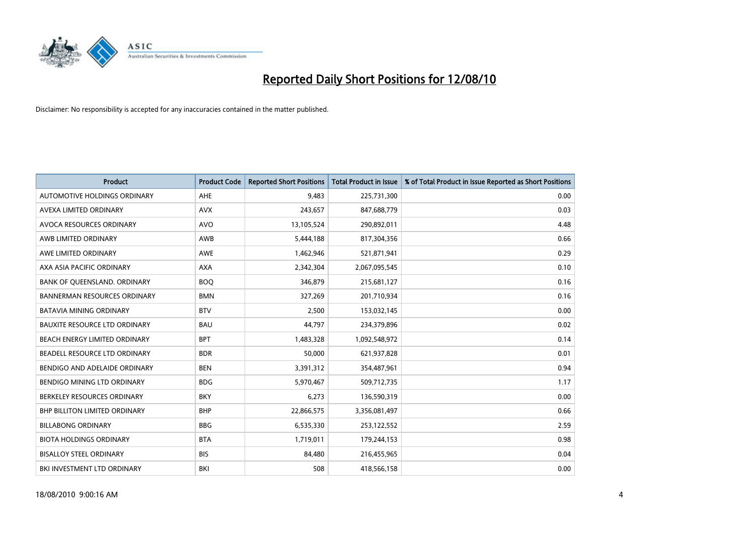# Reported Daily Short Positions for 12/08/10

Disclaimer: No responsibility is accepted for any inaccuracies contained in the matter published.

| Product | Product Code | Reported Short Positions | Total Product in Issue | % of Total Product in Issue Reported as Short Positions |
|---|---|---|---|---|
| AUTOMOTIVE HOLDINGS ORDINARY | AHE | 9,483 | 225,731,300 | 0.00 |
| AVEXA LIMITED ORDINARY | AVX | 243,657 | 847,688,779 | 0.03 |
| AVOCA RESOURCES ORDINARY | AVO | 13,105,524 | 290,892,011 | 4.48 |
| AWB LIMITED ORDINARY | AWB | 5,444,188 | 817,304,356 | 0.66 |
| AWE LIMITED ORDINARY | AWE | 1,462,946 | 521,871,941 | 0.29 |
| AXA ASIA PACIFIC ORDINARY | AXA | 2,342,304 | 2,067,095,545 | 0.10 |
| BANK OF QUEENSLAND. ORDINARY | BOQ | 346,879 | 215,681,127 | 0.16 |
| BANNERMAN RESOURCES ORDINARY | BMN | 327,269 | 201,710,934 | 0.16 |
| BATAVIA MINING ORDINARY | BTV | 2,500 | 153,032,145 | 0.00 |
| BAUXITE RESOURCE LTD ORDINARY | BAU | 44,797 | 234,379,896 | 0.02 |
| BEACH ENERGY LIMITED ORDINARY | BPT | 1,483,328 | 1,092,548,972 | 0.14 |
| BEADELL RESOURCE LTD ORDINARY | BDR | 50,000 | 621,937,828 | 0.01 |
| BENDIGO AND ADELAIDE ORDINARY | BEN | 3,391,312 | 354,487,961 | 0.94 |
| BENDIGO MINING LTD ORDINARY | BDG | 5,970,467 | 509,712,735 | 1.17 |
| BERKELEY RESOURCES ORDINARY | BKY | 6,273 | 136,590,319 | 0.00 |
| BHP BILLITON LIMITED ORDINARY | BHP | 22,866,575 | 3,356,081,497 | 0.66 |
| BILLABONG ORDINARY | BBG | 6,535,330 | 253,122,552 | 2.59 |
| BIOTA HOLDINGS ORDINARY | BTA | 1,719,011 | 179,244,153 | 0.98 |
| BISALLOY STEEL ORDINARY | BIS | 84,480 | 216,455,965 | 0.04 |
| BKI INVESTMENT LTD ORDINARY | BKI | 508 | 418,566,158 | 0.00 |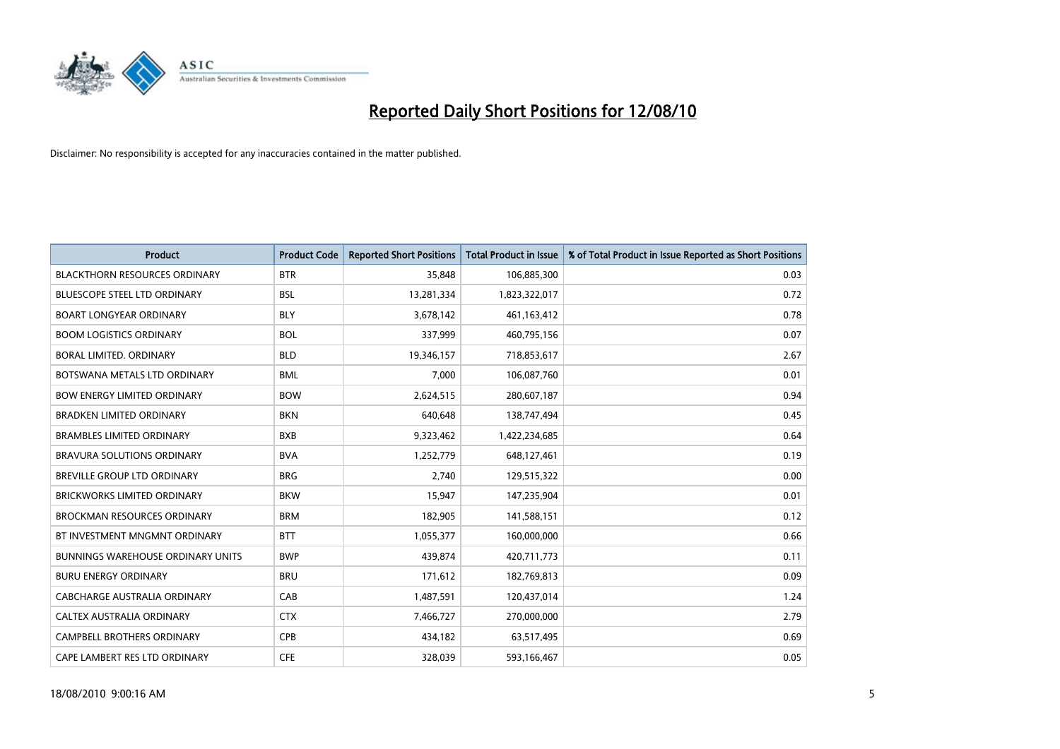# Reported Daily Short Positions for 12/08/10

Disclaimer: No responsibility is accepted for any inaccuracies contained in the matter published.

| Product | Product Code | Reported Short Positions | Total Product in Issue | % of Total Product in Issue Reported as Short Positions |
|---|---|---|---|---|
| BLACKTHORN RESOURCES ORDINARY | BTR | 35,848 | 106,885,300 | 0.03 |
| BLUESCOPE STEEL LTD ORDINARY | BSL | 13,281,334 | 1,823,322,017 | 0.72 |
| BOART LONGYEAR ORDINARY | BLY | 3,678,142 | 461,163,412 | 0.78 |
| BOOM LOGISTICS ORDINARY | BOL | 337,999 | 460,795,156 | 0.07 |
| BORAL LIMITED. ORDINARY | BLD | 19,346,157 | 718,853,617 | 2.67 |
| BOTSWANA METALS LTD ORDINARY | BML | 7,000 | 106,087,760 | 0.01 |
| BOW ENERGY LIMITED ORDINARY | BOW | 2,624,515 | 280,607,187 | 0.94 |
| BRADKEN LIMITED ORDINARY | BKN | 640,648 | 138,747,494 | 0.45 |
| BRAMBLES LIMITED ORDINARY | BXB | 9,323,462 | 1,422,234,685 | 0.64 |
| BRAVURA SOLUTIONS ORDINARY | BVA | 1,252,779 | 648,127,461 | 0.19 |
| BREVILLE GROUP LTD ORDINARY | BRG | 2,740 | 129,515,322 | 0.00 |
| BRICKWORKS LIMITED ORDINARY | BKW | 15,947 | 147,235,904 | 0.01 |
| BROCKMAN RESOURCES ORDINARY | BRM | 182,905 | 141,588,151 | 0.12 |
| BT INVESTMENT MNGMNT ORDINARY | BTT | 1,055,377 | 160,000,000 | 0.66 |
| BUNNINGS WAREHOUSE ORDINARY UNITS | BWP | 439,874 | 420,711,773 | 0.11 |
| BURU ENERGY ORDINARY | BRU | 171,612 | 182,769,813 | 0.09 |
| CABCHARGE AUSTRALIA ORDINARY | CAB | 1,487,591 | 120,437,014 | 1.24 |
| CALTEX AUSTRALIA ORDINARY | CTX | 7,466,727 | 270,000,000 | 2.79 |
| CAMPBELL BROTHERS ORDINARY | CPB | 434,182 | 63,517,495 | 0.69 |
| CAPE LAMBERT RES LTD ORDINARY | CFE | 328,039 | 593,166,467 | 0.05 |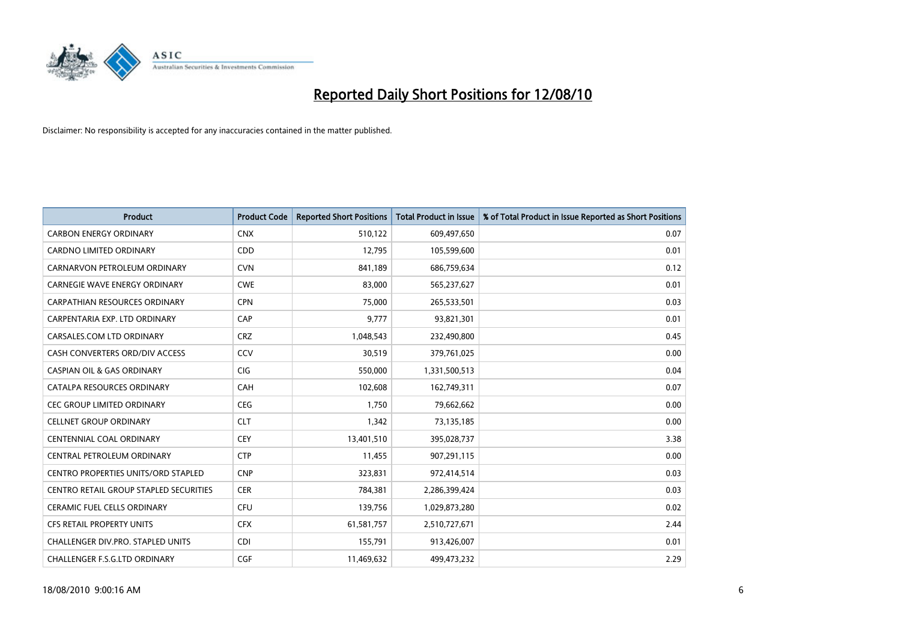# Reported Daily Short Positions for 12/08/10

Disclaimer: No responsibility is accepted for any inaccuracies contained in the matter published.

| Product | Product Code | Reported Short Positions | Total Product in Issue | % of Total Product in Issue Reported as Short Positions |
|---|---|---|---|---|
| CARBON ENERGY ORDINARY | CNX | 510,122 | 609,497,650 | 0.07 |
| CARDNO LIMITED ORDINARY | CDD | 12,795 | 105,599,600 | 0.01 |
| CARNARVON PETROLEUM ORDINARY | CVN | 841,189 | 686,759,634 | 0.12 |
| CARNEGIE WAVE ENERGY ORDINARY | CWE | 83,000 | 565,237,627 | 0.01 |
| CARPATHIAN RESOURCES ORDINARY | CPN | 75,000 | 265,533,501 | 0.03 |
| CARPENTARIA EXP. LTD ORDINARY | CAP | 9,777 | 93,821,301 | 0.01 |
| CARSALES.COM LTD ORDINARY | CRZ | 1,048,543 | 232,490,800 | 0.45 |
| CASH CONVERTERS ORD/DIV ACCESS | CCV | 30,519 | 379,761,025 | 0.00 |
| CASPIAN OIL & GAS ORDINARY | CIG | 550,000 | 1,331,500,513 | 0.04 |
| CATALPA RESOURCES ORDINARY | CAH | 102,608 | 162,749,311 | 0.07 |
| CEC GROUP LIMITED ORDINARY | CEG | 1,750 | 79,662,662 | 0.00 |
| CELLNET GROUP ORDINARY | CLT | 1,342 | 73,135,185 | 0.00 |
| CENTENNIAL COAL ORDINARY | CEY | 13,401,510 | 395,028,737 | 3.38 |
| CENTRAL PETROLEUM ORDINARY | CTP | 11,455 | 907,291,115 | 0.00 |
| CENTRO PROPERTIES UNITS/ORD STAPLED | CNP | 323,831 | 972,414,514 | 0.03 |
| CENTRO RETAIL GROUP STAPLED SECURITIES | CER | 784,381 | 2,286,399,424 | 0.03 |
| CERAMIC FUEL CELLS ORDINARY | CFU | 139,756 | 1,029,873,280 | 0.02 |
| CFS RETAIL PROPERTY UNITS | CFX | 61,581,757 | 2,510,727,671 | 2.44 |
| CHALLENGER DIV.PRO. STAPLED UNITS | CDI | 155,791 | 913,426,007 | 0.01 |
| CHALLENGER F.S.G.LTD ORDINARY | CGF | 11,469,632 | 499,473,232 | 2.29 |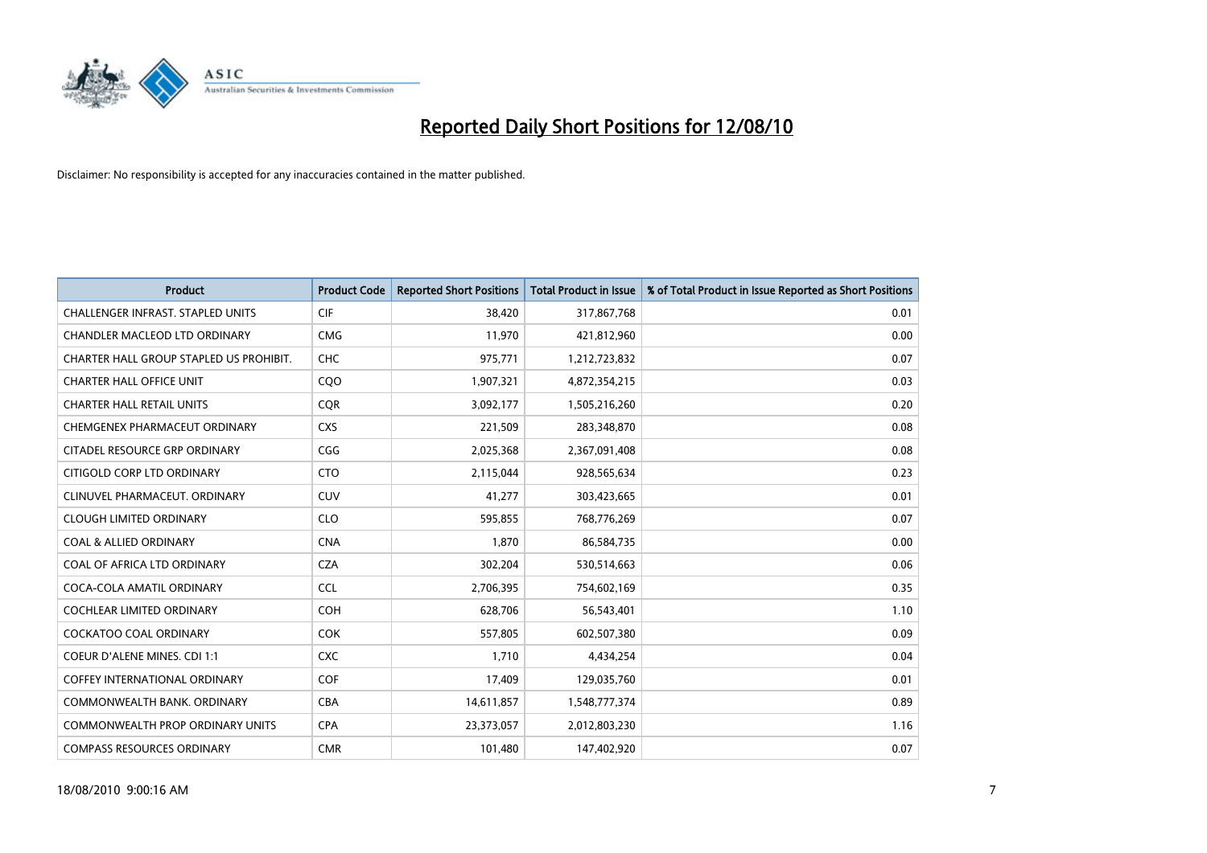# Reported Daily Short Positions for 12/08/10

Disclaimer: No responsibility is accepted for any inaccuracies contained in the matter published.

| Product | Product Code | Reported Short Positions | Total Product in Issue | % of Total Product in Issue Reported as Short Positions |
|---|---|---|---|---|
| CHALLENGER INFRAST. STAPLED UNITS | CIF | 38,420 | 317,867,768 | 0.01 |
| CHANDLER MACLEOD LTD ORDINARY | CMG | 11,970 | 421,812,960 | 0.00 |
| CHARTER HALL GROUP STAPLED US PROHIBIT. | CHC | 975,771 | 1,212,723,832 | 0.07 |
| CHARTER HALL OFFICE UNIT | CQO | 1,907,321 | 4,872,354,215 | 0.03 |
| CHARTER HALL RETAIL UNITS | CQR | 3,092,177 | 1,505,216,260 | 0.20 |
| CHEMGENEX PHARMACEUT ORDINARY | CXS | 221,509 | 283,348,870 | 0.08 |
| CITADEL RESOURCE GRP ORDINARY | CGG | 2,025,368 | 2,367,091,408 | 0.08 |
| CITIGOLD CORP LTD ORDINARY | CTO | 2,115,044 | 928,565,634 | 0.23 |
| CLINUVEL PHARMACEUT. ORDINARY | CUV | 41,277 | 303,423,665 | 0.01 |
| CLOUGH LIMITED ORDINARY | CLO | 595,855 | 768,776,269 | 0.07 |
| COAL & ALLIED ORDINARY | CNA | 1,870 | 86,584,735 | 0.00 |
| COAL OF AFRICA LTD ORDINARY | CZA | 302,204 | 530,514,663 | 0.06 |
| COCA-COLA AMATIL ORDINARY | CCL | 2,706,395 | 754,602,169 | 0.35 |
| COCHLEAR LIMITED ORDINARY | COH | 628,706 | 56,543,401 | 1.10 |
| COCKATOO COAL ORDINARY | COK | 557,805 | 602,507,380 | 0.09 |
| COEUR D'ALENE MINES. CDI 1:1 | CXC | 1,710 | 4,434,254 | 0.04 |
| COFFEY INTERNATIONAL ORDINARY | COF | 17,409 | 129,035,760 | 0.01 |
| COMMONWEALTH BANK. ORDINARY | CBA | 14,611,857 | 1,548,777,374 | 0.89 |
| COMMONWEALTH PROP ORDINARY UNITS | CPA | 23,373,057 | 2,012,803,230 | 1.16 |
| COMPASS RESOURCES ORDINARY | CMR | 101,480 | 147,402,920 | 0.07 |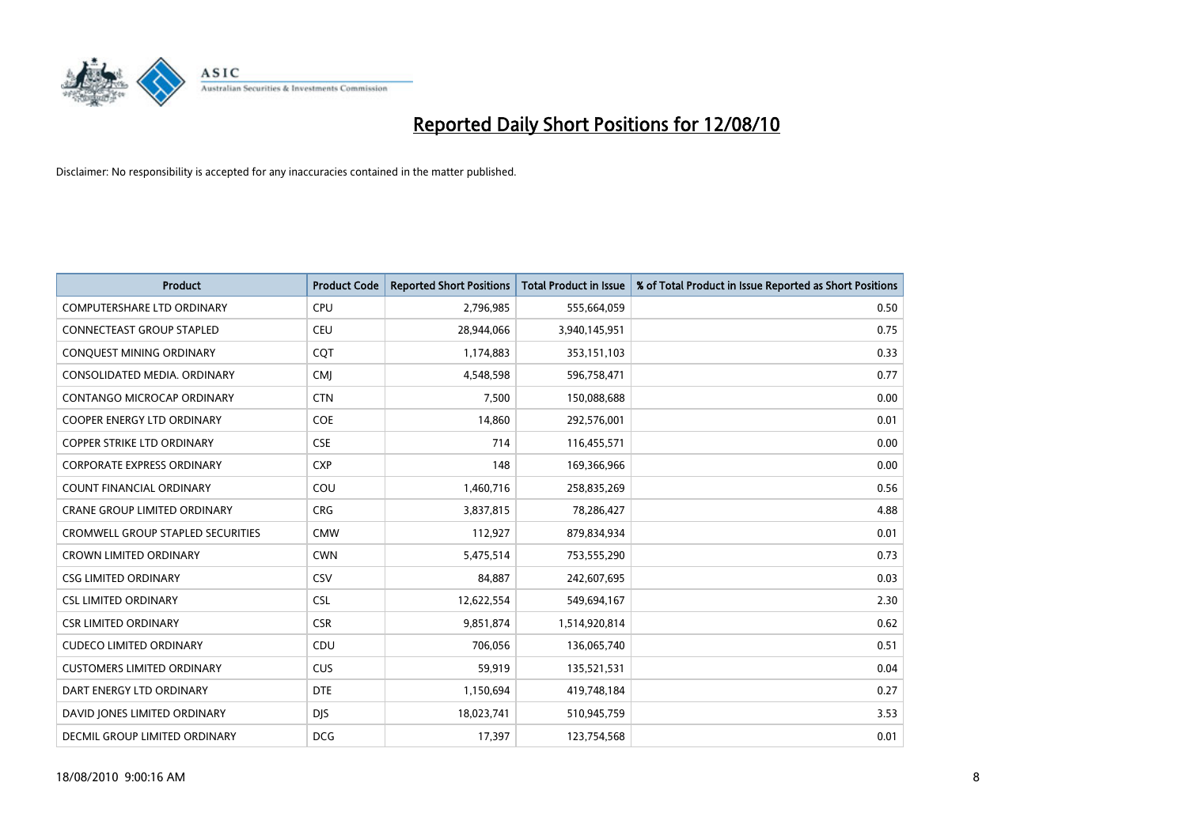# Reported Daily Short Positions for 12/08/10

Disclaimer: No responsibility is accepted for any inaccuracies contained in the matter published.

| Product | Product Code | Reported Short Positions | Total Product in Issue | % of Total Product in Issue Reported as Short Positions |
|---|---|---|---|---|
| COMPUTERSHARE LTD ORDINARY | CPU | 2,796,985 | 555,664,059 | 0.50 |
| CONNECTEAST GROUP STAPLED | CEU | 28,944,066 | 3,940,145,951 | 0.75 |
| CONQUEST MINING ORDINARY | CQT | 1,174,883 | 353,151,103 | 0.33 |
| CONSOLIDATED MEDIA. ORDINARY | CMJ | 4,548,598 | 596,758,471 | 0.77 |
| CONTANGO MICROCAP ORDINARY | CTN | 7,500 | 150,088,688 | 0.00 |
| COOPER ENERGY LTD ORDINARY | COE | 14,860 | 292,576,001 | 0.01 |
| COPPER STRIKE LTD ORDINARY | CSE | 714 | 116,455,571 | 0.00 |
| CORPORATE EXPRESS ORDINARY | CXP | 148 | 169,366,966 | 0.00 |
| COUNT FINANCIAL ORDINARY | COU | 1,460,716 | 258,835,269 | 0.56 |
| CRANE GROUP LIMITED ORDINARY | CRG | 3,837,815 | 78,286,427 | 4.88 |
| CROMWELL GROUP STAPLED SECURITIES | CMW | 112,927 | 879,834,934 | 0.01 |
| CROWN LIMITED ORDINARY | CWN | 5,475,514 | 753,555,290 | 0.73 |
| CSG LIMITED ORDINARY | CSV | 84,887 | 242,607,695 | 0.03 |
| CSL LIMITED ORDINARY | CSL | 12,622,554 | 549,694,167 | 2.30 |
| CSR LIMITED ORDINARY | CSR | 9,851,874 | 1,514,920,814 | 0.62 |
| CUDECO LIMITED ORDINARY | CDU | 706,056 | 136,065,740 | 0.51 |
| CUSTOMERS LIMITED ORDINARY | CUS | 59,919 | 135,521,531 | 0.04 |
| DART ENERGY LTD ORDINARY | DTE | 1,150,694 | 419,748,184 | 0.27 |
| DAVID JONES LIMITED ORDINARY | DJS | 18,023,741 | 510,945,759 | 3.53 |
| DECMIL GROUP LIMITED ORDINARY | DCG | 17,397 | 123,754,568 | 0.01 |

18/08/2010 9:00:16 AM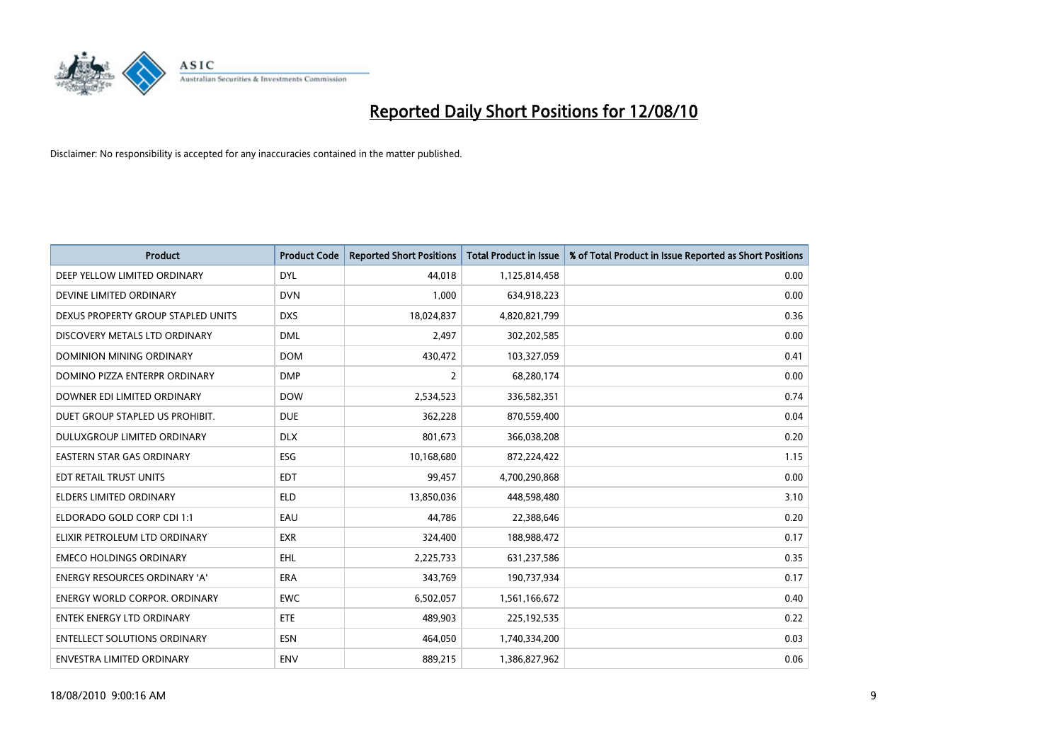# Reported Daily Short Positions for 12/08/10

Disclaimer: No responsibility is accepted for any inaccuracies contained in the matter published.

| Product | Product Code | Reported Short Positions | Total Product in Issue | % of Total Product in Issue Reported as Short Positions |
|---|---|---|---|---|
| DEEP YELLOW LIMITED ORDINARY | DYL | 44,018 | 1,125,814,458 | 0.00 |
| DEVINE LIMITED ORDINARY | DVN | 1,000 | 634,918,223 | 0.00 |
| DEXUS PROPERTY GROUP STAPLED UNITS | DXS | 18,024,837 | 4,820,821,799 | 0.36 |
| DISCOVERY METALS LTD ORDINARY | DML | 2,497 | 302,202,585 | 0.00 |
| DOMINION MINING ORDINARY | DOM | 430,472 | 103,327,059 | 0.41 |
| DOMINO PIZZA ENTERPR ORDINARY | DMP | 2 | 68,280,174 | 0.00 |
| DOWNER EDI LIMITED ORDINARY | DOW | 2,534,523 | 336,582,351 | 0.74 |
| DUET GROUP STAPLED US PROHIBIT. | DUE | 362,228 | 870,559,400 | 0.04 |
| DULUXGROUP LIMITED ORDINARY | DLX | 801,673 | 366,038,208 | 0.20 |
| EASTERN STAR GAS ORDINARY | ESG | 10,168,680 | 872,224,422 | 1.15 |
| EDT RETAIL TRUST UNITS | EDT | 99,457 | 4,700,290,868 | 0.00 |
| ELDERS LIMITED ORDINARY | ELD | 13,850,036 | 448,598,480 | 3.10 |
| ELDORADO GOLD CORP CDI 1:1 | EAU | 44,786 | 22,388,646 | 0.20 |
| ELIXIR PETROLEUM LTD ORDINARY | EXR | 324,400 | 188,988,472 | 0.17 |
| EMECO HOLDINGS ORDINARY | EHL | 2,225,733 | 631,237,586 | 0.35 |
| ENERGY RESOURCES ORDINARY 'A' | ERA | 343,769 | 190,737,934 | 0.17 |
| ENERGY WORLD CORPOR. ORDINARY | EWC | 6,502,057 | 1,561,166,672 | 0.40 |
| ENTEK ENERGY LTD ORDINARY | ETE | 489,903 | 225,192,535 | 0.22 |
| ENTELLECT SOLUTIONS ORDINARY | ESN | 464,050 | 1,740,334,200 | 0.03 |
| ENVESTRA LIMITED ORDINARY | ENV | 889,215 | 1,386,827,962 | 0.06 |

18/08/2010 9:00:16 AM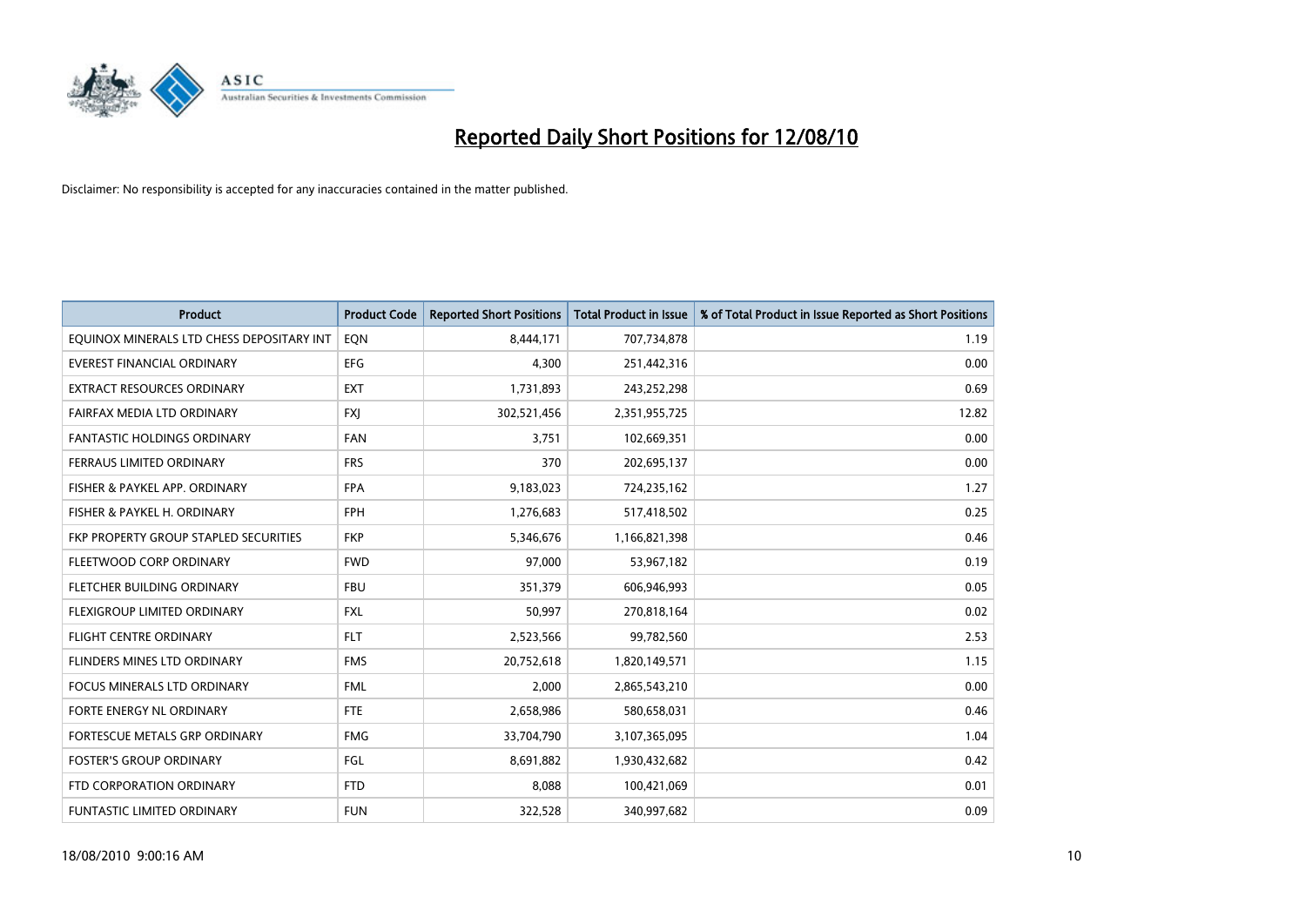# Reported Daily Short Positions for 12/08/10

Disclaimer: No responsibility is accepted for any inaccuracies contained in the matter published.

| Product | Product Code | Reported Short Positions | Total Product in Issue | % of Total Product in Issue Reported as Short Positions |
|---|---|---|---|---|
| EQUINOX MINERALS LTD CHESS DEPOSITARY INT | EQN | 8,444,171 | 707,734,878 | 1.19 |
| EVEREST FINANCIAL ORDINARY | EFG | 4,300 | 251,442,316 | 0.00 |
| EXTRACT RESOURCES ORDINARY | EXT | 1,731,893 | 243,252,298 | 0.69 |
| FAIRFAX MEDIA LTD ORDINARY | FXJ | 302,521,456 | 2,351,955,725 | 12.82 |
| FANTASTIC HOLDINGS ORDINARY | FAN | 3,751 | 102,669,351 | 0.00 |
| FERRAUS LIMITED ORDINARY | FRS | 370 | 202,695,137 | 0.00 |
| FISHER & PAYKEL APP. ORDINARY | FPA | 9,183,023 | 724,235,162 | 1.27 |
| FISHER & PAYKEL H. ORDINARY | FPH | 1,276,683 | 517,418,502 | 0.25 |
| FKP PROPERTY GROUP STAPLED SECURITIES | FKP | 5,346,676 | 1,166,821,398 | 0.46 |
| FLEETWOOD CORP ORDINARY | FWD | 97,000 | 53,967,182 | 0.19 |
| FLETCHER BUILDING ORDINARY | FBU | 351,379 | 606,946,993 | 0.05 |
| FLEXIGROUP LIMITED ORDINARY | FXL | 50,997 | 270,818,164 | 0.02 |
| FLIGHT CENTRE ORDINARY | FLT | 2,523,566 | 99,782,560 | 2.53 |
| FLINDERS MINES LTD ORDINARY | FMS | 20,752,618 | 1,820,149,571 | 1.15 |
| FOCUS MINERALS LTD ORDINARY | FML | 2,000 | 2,865,543,210 | 0.00 |
| FORTE ENERGY NL ORDINARY | FTE | 2,658,986 | 580,658,031 | 0.46 |
| FORTESCUE METALS GRP ORDINARY | FMG | 33,704,790 | 3,107,365,095 | 1.04 |
| FOSTER'S GROUP ORDINARY | FGL | 8,691,882 | 1,930,432,682 | 0.42 |
| FTD CORPORATION ORDINARY | FTD | 8,088 | 100,421,069 | 0.01 |
| FUNTASTIC LIMITED ORDINARY | FUN | 322,528 | 340,997,682 | 0.09 |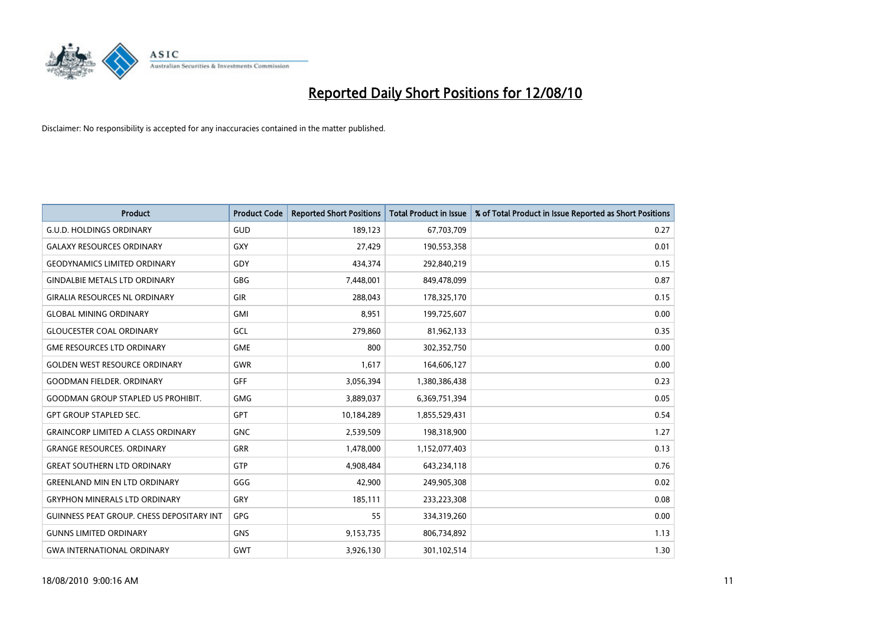# Reported Daily Short Positions for 12/08/10

Disclaimer: No responsibility is accepted for any inaccuracies contained in the matter published.

| Product | Product Code | Reported Short Positions | Total Product in Issue | % of Total Product in Issue Reported as Short Positions |
|---|---|---|---|---|
| G.U.D. HOLDINGS ORDINARY | GUD | 189,123 | 67,703,709 | 0.27 |
| GALAXY RESOURCES ORDINARY | GXY | 27,429 | 190,553,358 | 0.01 |
| GEODYNAMICS LIMITED ORDINARY | GDY | 434,374 | 292,840,219 | 0.15 |
| GINDALBIE METALS LTD ORDINARY | GBG | 7,448,001 | 849,478,099 | 0.87 |
| GIRALIA RESOURCES NL ORDINARY | GIR | 288,043 | 178,325,170 | 0.15 |
| GLOBAL MINING ORDINARY | GMI | 8,951 | 199,725,607 | 0.00 |
| GLOUCESTER COAL ORDINARY | GCL | 279,860 | 81,962,133 | 0.35 |
| GME RESOURCES LTD ORDINARY | GME | 800 | 302,352,750 | 0.00 |
| GOLDEN WEST RESOURCE ORDINARY | GWR | 1,617 | 164,606,127 | 0.00 |
| GOODMAN FIELDER. ORDINARY | GFF | 3,056,394 | 1,380,386,438 | 0.23 |
| GOODMAN GROUP STAPLED US PROHIBIT. | GMG | 3,889,037 | 6,369,751,394 | 0.05 |
| GPT GROUP STAPLED SEC. | GPT | 10,184,289 | 1,855,529,431 | 0.54 |
| GRAINCORP LIMITED A CLASS ORDINARY | GNC | 2,539,509 | 198,318,900 | 1.27 |
| GRANGE RESOURCES. ORDINARY | GRR | 1,478,000 | 1,152,077,403 | 0.13 |
| GREAT SOUTHERN LTD ORDINARY | GTP | 4,908,484 | 643,234,118 | 0.76 |
| GREENLAND MIN EN LTD ORDINARY | GGG | 42,900 | 249,905,308 | 0.02 |
| GRYPHON MINERALS LTD ORDINARY | GRY | 185,111 | 233,223,308 | 0.08 |
| GUINNESS PEAT GROUP. CHESS DEPOSITARY INT | GPG | 55 | 334,319,260 | 0.00 |
| GUNNS LIMITED ORDINARY | GNS | 9,153,735 | 806,734,892 | 1.13 |
| GWA INTERNATIONAL ORDINARY | GWT | 3,926,130 | 301,102,514 | 1.30 |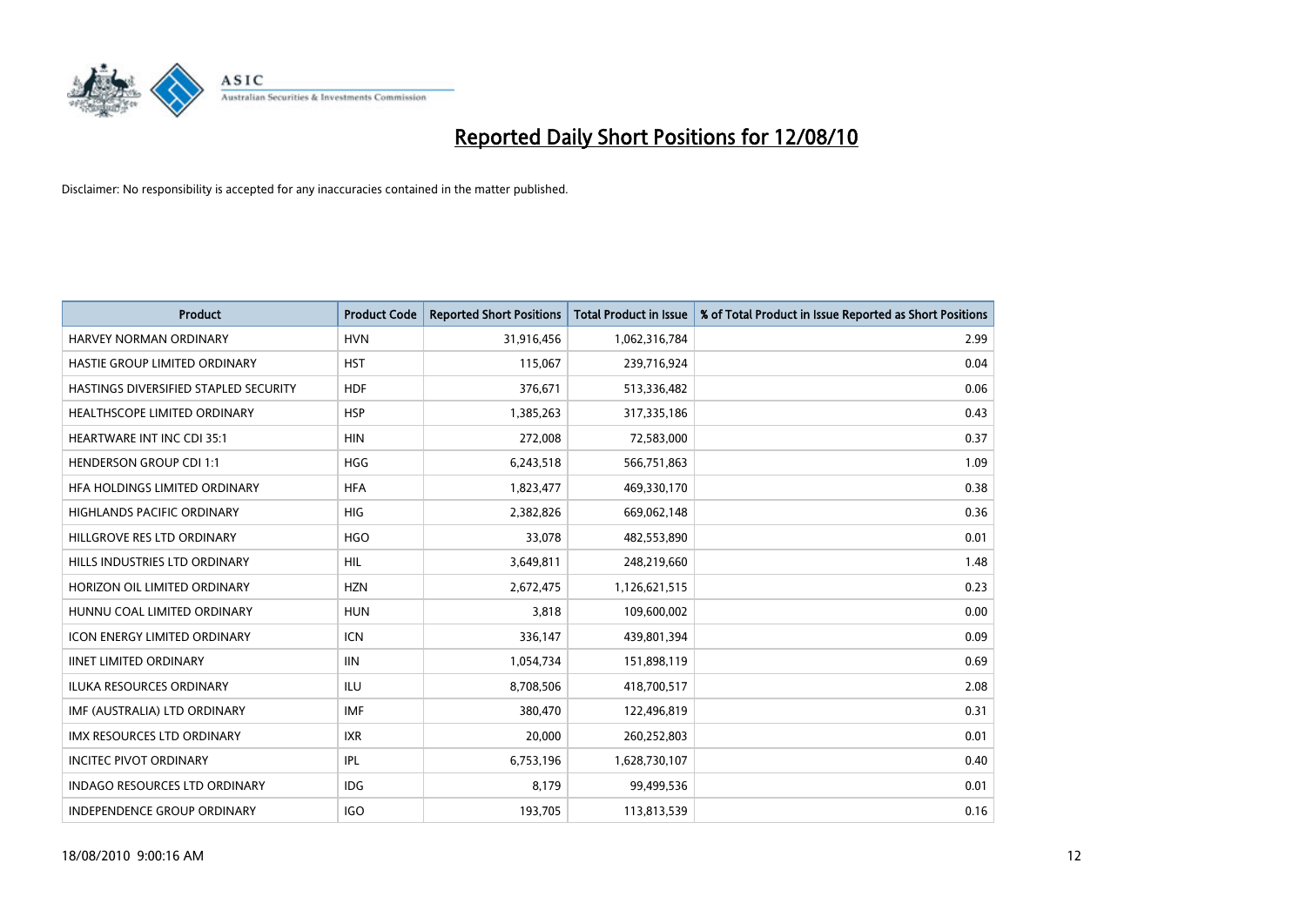# Reported Daily Short Positions for 12/08/10

Disclaimer: No responsibility is accepted for any inaccuracies contained in the matter published.

| Product | Product Code | Reported Short Positions | Total Product in Issue | % of Total Product in Issue Reported as Short Positions |
|---|---|---|---|---|
| HARVEY NORMAN ORDINARY | HVN | 31,916,456 | 1,062,316,784 | 2.99 |
| HASTIE GROUP LIMITED ORDINARY | HST | 115,067 | 239,716,924 | 0.04 |
| HASTINGS DIVERSIFIED STAPLED SECURITY | HDF | 376,671 | 513,336,482 | 0.06 |
| HEALTHSCOPE LIMITED ORDINARY | HSP | 1,385,263 | 317,335,186 | 0.43 |
| HEARTWARE INT INC CDI 35:1 | HIN | 272,008 | 72,583,000 | 0.37 |
| HENDERSON GROUP CDI 1:1 | HGG | 6,243,518 | 566,751,863 | 1.09 |
| HFA HOLDINGS LIMITED ORDINARY | HFA | 1,823,477 | 469,330,170 | 0.38 |
| HIGHLANDS PACIFIC ORDINARY | HIG | 2,382,826 | 669,062,148 | 0.36 |
| HILLGROVE RES LTD ORDINARY | HGO | 33,078 | 482,553,890 | 0.01 |
| HILLS INDUSTRIES LTD ORDINARY | HIL | 3,649,811 | 248,219,660 | 1.48 |
| HORIZON OIL LIMITED ORDINARY | HZN | 2,672,475 | 1,126,621,515 | 0.23 |
| HUNNU COAL LIMITED ORDINARY | HUN | 3,818 | 109,600,002 | 0.00 |
| ICON ENERGY LIMITED ORDINARY | ICN | 336,147 | 439,801,394 | 0.09 |
| IINET LIMITED ORDINARY | IIN | 1,054,734 | 151,898,119 | 0.69 |
| ILUKA RESOURCES ORDINARY | ILU | 8,708,506 | 418,700,517 | 2.08 |
| IMF (AUSTRALIA) LTD ORDINARY | IMF | 380,470 | 122,496,819 | 0.31 |
| IMX RESOURCES LTD ORDINARY | IXR | 20,000 | 260,252,803 | 0.01 |
| INCITEC PIVOT ORDINARY | IPL | 6,753,196 | 1,628,730,107 | 0.40 |
| INDAGO RESOURCES LTD ORDINARY | IDG | 8,179 | 99,499,536 | 0.01 |
| INDEPENDENCE GROUP ORDINARY | IGO | 193,705 | 113,813,539 | 0.16 |

18/08/2010 9:00:16 AM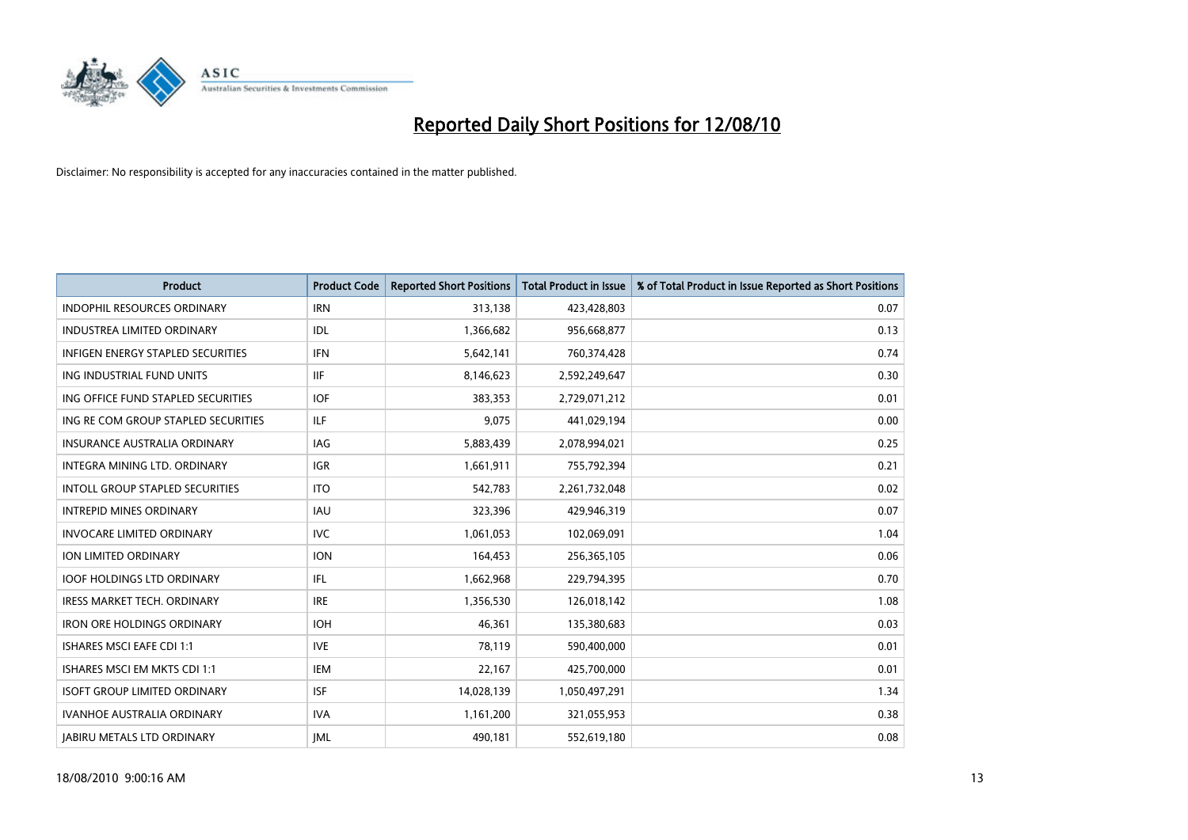# Reported Daily Short Positions for 12/08/10

Disclaimer: No responsibility is accepted for any inaccuracies contained in the matter published.

| Product | Product Code | Reported Short Positions | Total Product in Issue | % of Total Product in Issue Reported as Short Positions |
|---|---|---|---|---|
| INDOPHIL RESOURCES ORDINARY | IRN | 313,138 | 423,428,803 | 0.07 |
| INDUSTREA LIMITED ORDINARY | IDL | 1,366,682 | 956,668,877 | 0.13 |
| INFIGEN ENERGY STAPLED SECURITIES | IFN | 5,642,141 | 760,374,428 | 0.74 |
| ING INDUSTRIAL FUND UNITS | IIF | 8,146,623 | 2,592,249,647 | 0.30 |
| ING OFFICE FUND STAPLED SECURITIES | IOF | 383,353 | 2,729,071,212 | 0.01 |
| ING RE COM GROUP STAPLED SECURITIES | ILF | 9,075 | 441,029,194 | 0.00 |
| INSURANCE AUSTRALIA ORDINARY | IAG | 5,883,439 | 2,078,994,021 | 0.25 |
| INTEGRA MINING LTD. ORDINARY | IGR | 1,661,911 | 755,792,394 | 0.21 |
| INTOLL GROUP STAPLED SECURITIES | ITO | 542,783 | 2,261,732,048 | 0.02 |
| INTREPID MINES ORDINARY | IAU | 323,396 | 429,946,319 | 0.07 |
| INVOCARE LIMITED ORDINARY | IVC | 1,061,053 | 102,069,091 | 1.04 |
| ION LIMITED ORDINARY | ION | 164,453 | 256,365,105 | 0.06 |
| IOOF HOLDINGS LTD ORDINARY | IFL | 1,662,968 | 229,794,395 | 0.70 |
| IRESS MARKET TECH. ORDINARY | IRE | 1,356,530 | 126,018,142 | 1.08 |
| IRON ORE HOLDINGS ORDINARY | IOH | 46,361 | 135,380,683 | 0.03 |
| ISHARES MSCI EAFE CDI 1:1 | IVE | 78,119 | 590,400,000 | 0.01 |
| ISHARES MSCI EM MKTS CDI 1:1 | IEM | 22,167 | 425,700,000 | 0.01 |
| ISOFT GROUP LIMITED ORDINARY | ISF | 14,028,139 | 1,050,497,291 | 1.34 |
| IVANHOE AUSTRALIA ORDINARY | IVA | 1,161,200 | 321,055,953 | 0.38 |
| JABIRU METALS LTD ORDINARY | JML | 490,181 | 552,619,180 | 0.08 |

18/08/2010 9:00:16 AM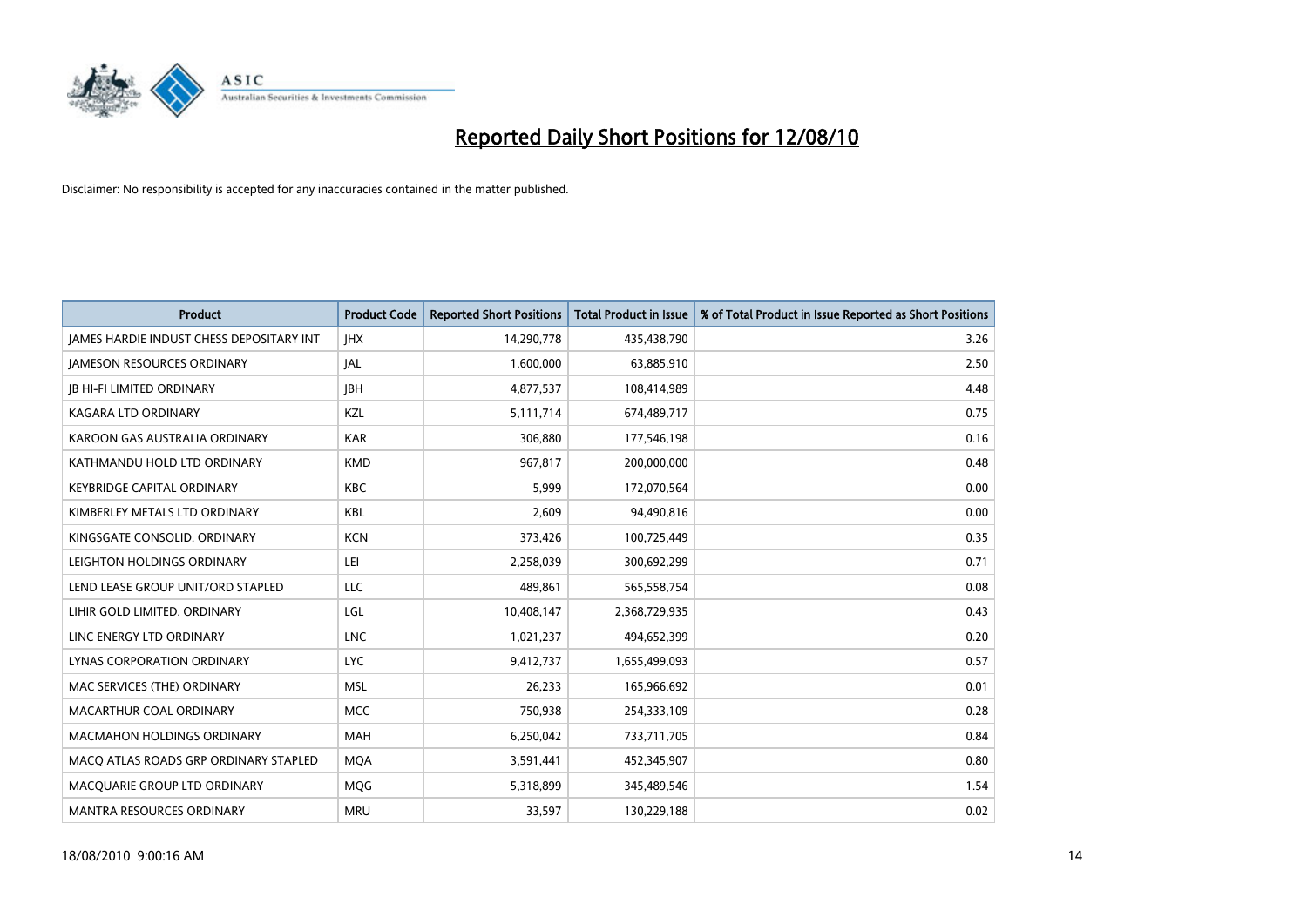# Reported Daily Short Positions for 12/08/10

Disclaimer: No responsibility is accepted for any inaccuracies contained in the matter published.

| Product | Product Code | Reported Short Positions | Total Product in Issue | % of Total Product in Issue Reported as Short Positions |
|---|---|---|---|---|
| JAMES HARDIE INDUST CHESS DEPOSITARY INT | JHX | 14,290,778 | 435,438,790 | 3.26 |
| JAMESON RESOURCES ORDINARY | JAL | 1,600,000 | 63,885,910 | 2.50 |
| JB HI-FI LIMITED ORDINARY | JBH | 4,877,537 | 108,414,989 | 4.48 |
| KAGARA LTD ORDINARY | KZL | 5,111,714 | 674,489,717 | 0.75 |
| KAROON GAS AUSTRALIA ORDINARY | KAR | 306,880 | 177,546,198 | 0.16 |
| KATHMANDU HOLD LTD ORDINARY | KMD | 967,817 | 200,000,000 | 0.48 |
| KEYBRIDGE CAPITAL ORDINARY | KBC | 5,999 | 172,070,564 | 0.00 |
| KIMBERLEY METALS LTD ORDINARY | KBL | 2,609 | 94,490,816 | 0.00 |
| KINGSGATE CONSOLID. ORDINARY | KCN | 373,426 | 100,725,449 | 0.35 |
| LEIGHTON HOLDINGS ORDINARY | LEI | 2,258,039 | 300,692,299 | 0.71 |
| LEND LEASE GROUP UNIT/ORD STAPLED | LLC | 489,861 | 565,558,754 | 0.08 |
| LIHIR GOLD LIMITED. ORDINARY | LGL | 10,408,147 | 2,368,729,935 | 0.43 |
| LINC ENERGY LTD ORDINARY | LNC | 1,021,237 | 494,652,399 | 0.20 |
| LYNAS CORPORATION ORDINARY | LYC | 9,412,737 | 1,655,499,093 | 0.57 |
| MAC SERVICES (THE) ORDINARY | MSL | 26,233 | 165,966,692 | 0.01 |
| MACARTHUR COAL ORDINARY | MCC | 750,938 | 254,333,109 | 0.28 |
| MACMAHON HOLDINGS ORDINARY | MAH | 6,250,042 | 733,711,705 | 0.84 |
| MACQ ATLAS ROADS GRP ORDINARY STAPLED | MQA | 3,591,441 | 452,345,907 | 0.80 |
| MACQUARIE GROUP LTD ORDINARY | MQG | 5,318,899 | 345,489,546 | 1.54 |
| MANTRA RESOURCES ORDINARY | MRU | 33,597 | 130,229,188 | 0.02 |

18/08/2010 9:00:16 AM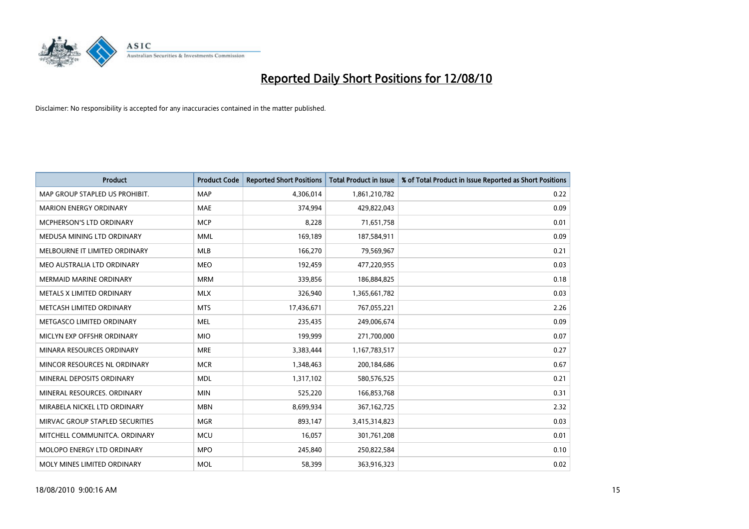# Reported Daily Short Positions for 12/08/10

Disclaimer: No responsibility is accepted for any inaccuracies contained in the matter published.

| Product | Product Code | Reported Short Positions | Total Product in Issue | % of Total Product in Issue Reported as Short Positions |
|---|---|---|---|---|
| MAP GROUP STAPLED US PROHIBIT. | MAP | 4,306,014 | 1,861,210,782 | 0.22 |
| MARION ENERGY ORDINARY | MAE | 374,994 | 429,822,043 | 0.09 |
| MCPHERSON'S LTD ORDINARY | MCP | 8,228 | 71,651,758 | 0.01 |
| MEDUSA MINING LTD ORDINARY | MML | 169,189 | 187,584,911 | 0.09 |
| MELBOURNE IT LIMITED ORDINARY | MLB | 166,270 | 79,569,967 | 0.21 |
| MEO AUSTRALIA LTD ORDINARY | MEO | 192,459 | 477,220,955 | 0.03 |
| MERMAID MARINE ORDINARY | MRM | 339,856 | 186,884,825 | 0.18 |
| METALS X LIMITED ORDINARY | MLX | 326,940 | 1,365,661,782 | 0.03 |
| METCASH LIMITED ORDINARY | MTS | 17,436,671 | 767,055,221 | 2.26 |
| METGASCO LIMITED ORDINARY | MEL | 235,435 | 249,006,674 | 0.09 |
| MICLYN EXP OFFSHR ORDINARY | MIO | 199,999 | 271,700,000 | 0.07 |
| MINARA RESOURCES ORDINARY | MRE | 3,383,444 | 1,167,783,517 | 0.27 |
| MINCOR RESOURCES NL ORDINARY | MCR | 1,348,463 | 200,184,686 | 0.67 |
| MINERAL DEPOSITS ORDINARY | MDL | 1,317,102 | 580,576,525 | 0.21 |
| MINERAL RESOURCES. ORDINARY | MIN | 525,220 | 166,853,768 | 0.31 |
| MIRABELA NICKEL LTD ORDINARY | MBN | 8,699,934 | 367,162,725 | 2.32 |
| MIRVAC GROUP STAPLED SECURITIES | MGR | 893,147 | 3,415,314,823 | 0.03 |
| MITCHELL COMMUNITCA. ORDINARY | MCU | 16,057 | 301,761,208 | 0.01 |
| MOLOPO ENERGY LTD ORDINARY | MPO | 245,840 | 250,822,584 | 0.10 |
| MOLY MINES LIMITED ORDINARY | MOL | 58,399 | 363,916,323 | 0.02 |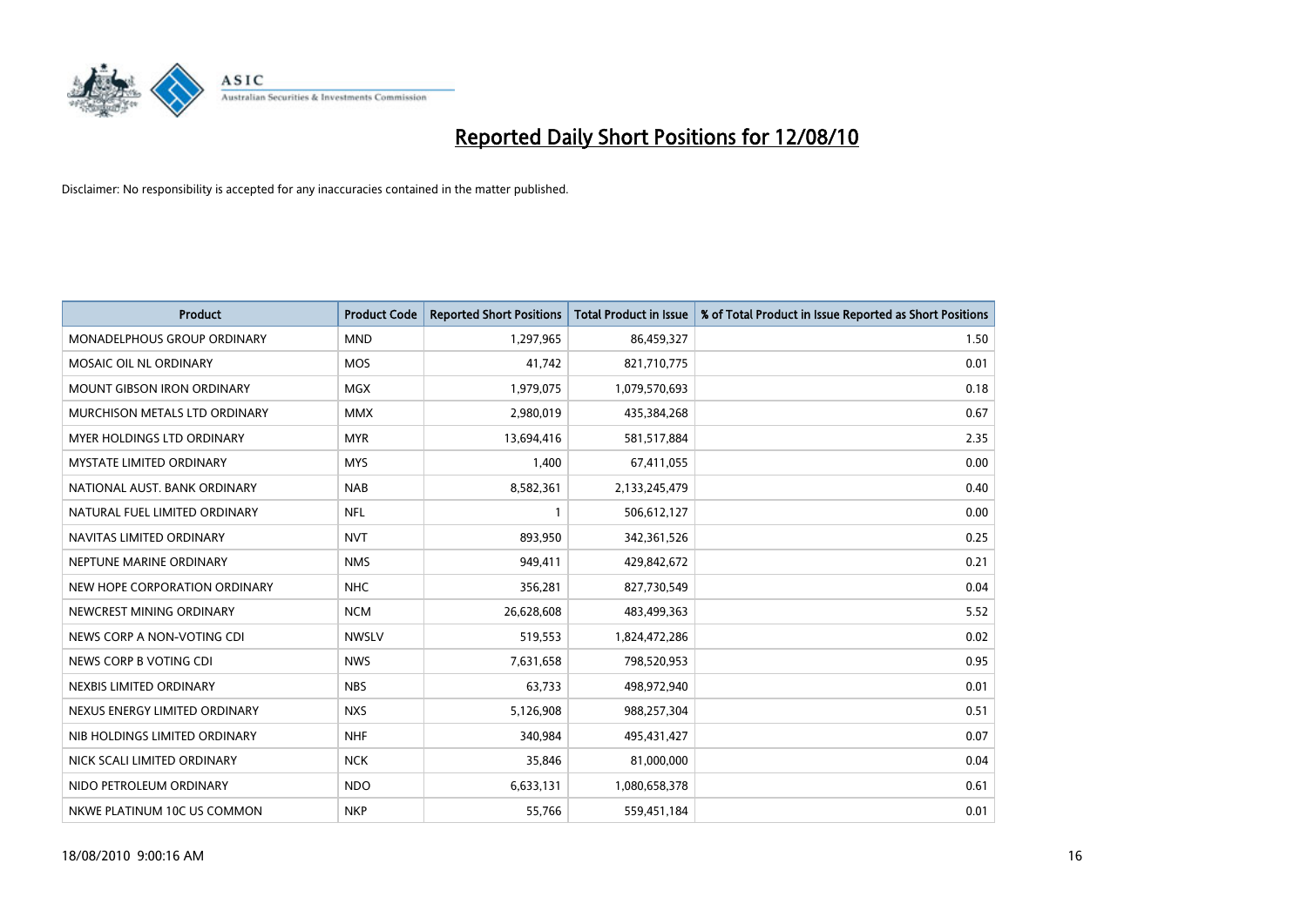# Reported Daily Short Positions for 12/08/10

Disclaimer: No responsibility is accepted for any inaccuracies contained in the matter published.

| Product | Product Code | Reported Short Positions | Total Product in Issue | % of Total Product in Issue Reported as Short Positions |
|---|---|---|---|---|
| MONADELPHOUS GROUP ORDINARY | MND | 1,297,965 | 86,459,327 | 1.50 |
| MOSAIC OIL NL ORDINARY | MOS | 41,742 | 821,710,775 | 0.01 |
| MOUNT GIBSON IRON ORDINARY | MGX | 1,979,075 | 1,079,570,693 | 0.18 |
| MURCHISON METALS LTD ORDINARY | MMX | 2,980,019 | 435,384,268 | 0.67 |
| MYER HOLDINGS LTD ORDINARY | MYR | 13,694,416 | 581,517,884 | 2.35 |
| MYSTATE LIMITED ORDINARY | MYS | 1,400 | 67,411,055 | 0.00 |
| NATIONAL AUST. BANK ORDINARY | NAB | 8,582,361 | 2,133,245,479 | 0.40 |
| NATURAL FUEL LIMITED ORDINARY | NFL | 1 | 506,612,127 | 0.00 |
| NAVITAS LIMITED ORDINARY | NVT | 893,950 | 342,361,526 | 0.25 |
| NEPTUNE MARINE ORDINARY | NMS | 949,411 | 429,842,672 | 0.21 |
| NEW HOPE CORPORATION ORDINARY | NHC | 356,281 | 827,730,549 | 0.04 |
| NEWCREST MINING ORDINARY | NCM | 26,628,608 | 483,499,363 | 5.52 |
| NEWS CORP A NON-VOTING CDI | NWSLV | 519,553 | 1,824,472,286 | 0.02 |
| NEWS CORP B VOTING CDI | NWS | 7,631,658 | 798,520,953 | 0.95 |
| NEXBIS LIMITED ORDINARY | NBS | 63,733 | 498,972,940 | 0.01 |
| NEXUS ENERGY LIMITED ORDINARY | NXS | 5,126,908 | 988,257,304 | 0.51 |
| NIB HOLDINGS LIMITED ORDINARY | NHF | 340,984 | 495,431,427 | 0.07 |
| NICK SCALI LIMITED ORDINARY | NCK | 35,846 | 81,000,000 | 0.04 |
| NIDO PETROLEUM ORDINARY | NDO | 6,633,131 | 1,080,658,378 | 0.61 |
| NKWE PLATINUM 10C US COMMON | NKP | 55,766 | 559,451,184 | 0.01 |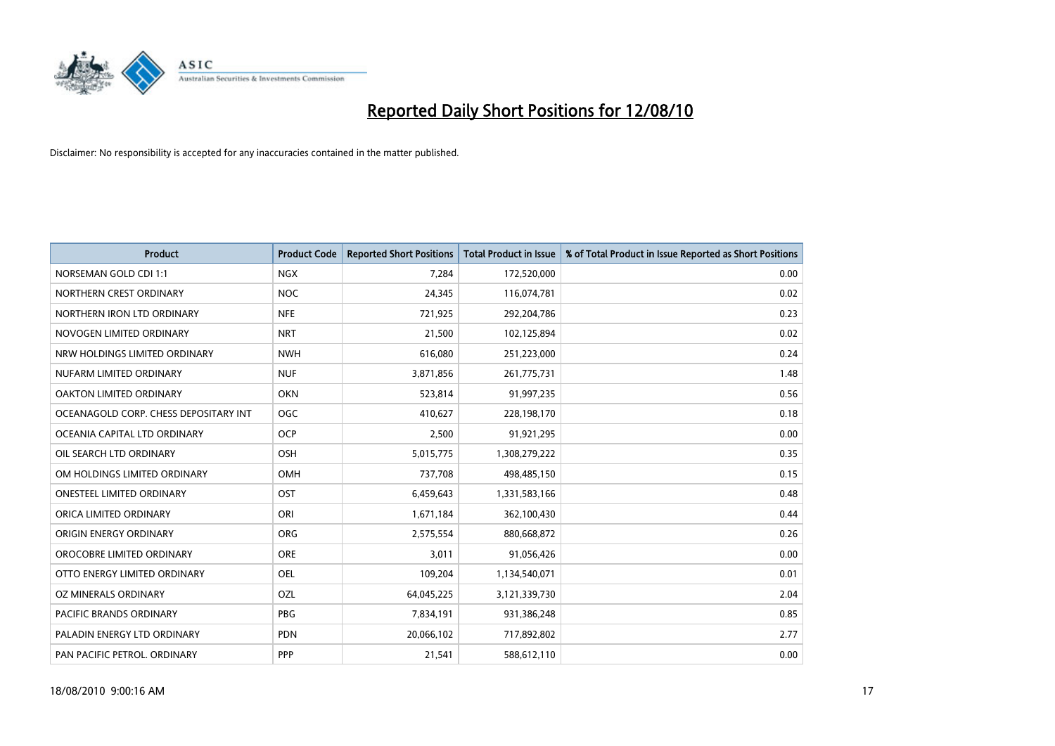# Reported Daily Short Positions for 12/08/10

Disclaimer: No responsibility is accepted for any inaccuracies contained in the matter published.

| Product | Product Code | Reported Short Positions | Total Product in Issue | % of Total Product in Issue Reported as Short Positions |
|---|---|---|---|---|
| NORSEMAN GOLD CDI 1:1 | NGX | 7,284 | 172,520,000 | 0.00 |
| NORTHERN CREST ORDINARY | NOC | 24,345 | 116,074,781 | 0.02 |
| NORTHERN IRON LTD ORDINARY | NFE | 721,925 | 292,204,786 | 0.23 |
| NOVOGEN LIMITED ORDINARY | NRT | 21,500 | 102,125,894 | 0.02 |
| NRW HOLDINGS LIMITED ORDINARY | NWH | 616,080 | 251,223,000 | 0.24 |
| NUFARM LIMITED ORDINARY | NUF | 3,871,856 | 261,775,731 | 1.48 |
| OAKTON LIMITED ORDINARY | OKN | 523,814 | 91,997,235 | 0.56 |
| OCEANAGOLD CORP. CHESS DEPOSITARY INT | OGC | 410,627 | 228,198,170 | 0.18 |
| OCEANIA CAPITAL LTD ORDINARY | OCP | 2,500 | 91,921,295 | 0.00 |
| OIL SEARCH LTD ORDINARY | OSH | 5,015,775 | 1,308,279,222 | 0.35 |
| OM HOLDINGS LIMITED ORDINARY | OMH | 737,708 | 498,485,150 | 0.15 |
| ONESTEEL LIMITED ORDINARY | OST | 6,459,643 | 1,331,583,166 | 0.48 |
| ORICA LIMITED ORDINARY | ORI | 1,671,184 | 362,100,430 | 0.44 |
| ORIGIN ENERGY ORDINARY | ORG | 2,575,554 | 880,668,872 | 0.26 |
| OROCOBRE LIMITED ORDINARY | ORE | 3,011 | 91,056,426 | 0.00 |
| OTTO ENERGY LIMITED ORDINARY | OEL | 109,204 | 1,134,540,071 | 0.01 |
| OZ MINERALS ORDINARY | OZL | 64,045,225 | 3,121,339,730 | 2.04 |
| PACIFIC BRANDS ORDINARY | PBG | 7,834,191 | 931,386,248 | 0.85 |
| PALADIN ENERGY LTD ORDINARY | PDN | 20,066,102 | 717,892,802 | 2.77 |
| PAN PACIFIC PETROL. ORDINARY | PPP | 21,541 | 588,612,110 | 0.00 |

18/08/2010 9:00:16 AM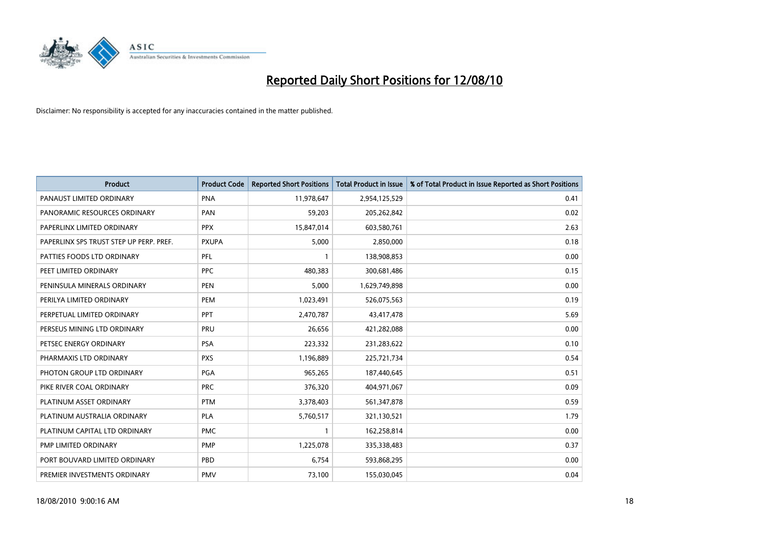# Reported Daily Short Positions for 12/08/10

Disclaimer: No responsibility is accepted for any inaccuracies contained in the matter published.

| Product | Product Code | Reported Short Positions | Total Product in Issue | % of Total Product in Issue Reported as Short Positions |
|---|---|---|---|---|
| PANAUST LIMITED ORDINARY | PNA | 11,978,647 | 2,954,125,529 | 0.41 |
| PANORAMIC RESOURCES ORDINARY | PAN | 59,203 | 205,262,842 | 0.02 |
| PAPERLINX LIMITED ORDINARY | PPX | 15,847,014 | 603,580,761 | 2.63 |
| PAPERLINX SPS TRUST STEP UP PERP. PREF. | PXUPA | 5,000 | 2,850,000 | 0.18 |
| PATTIES FOODS LTD ORDINARY | PFL | 1 | 138,908,853 | 0.00 |
| PEET LIMITED ORDINARY | PPC | 480,383 | 300,681,486 | 0.15 |
| PENINSULA MINERALS ORDINARY | PEN | 5,000 | 1,629,749,898 | 0.00 |
| PERILYA LIMITED ORDINARY | PEM | 1,023,491 | 526,075,563 | 0.19 |
| PERPETUAL LIMITED ORDINARY | PPT | 2,470,787 | 43,417,478 | 5.69 |
| PERSEUS MINING LTD ORDINARY | PRU | 26,656 | 421,282,088 | 0.00 |
| PETSEC ENERGY ORDINARY | PSA | 223,332 | 231,283,622 | 0.10 |
| PHARMAXIS LTD ORDINARY | PXS | 1,196,889 | 225,721,734 | 0.54 |
| PHOTON GROUP LTD ORDINARY | PGA | 965,265 | 187,440,645 | 0.51 |
| PIKE RIVER COAL ORDINARY | PRC | 376,320 | 404,971,067 | 0.09 |
| PLATINUM ASSET ORDINARY | PTM | 3,378,403 | 561,347,878 | 0.59 |
| PLATINUM AUSTRALIA ORDINARY | PLA | 5,760,517 | 321,130,521 | 1.79 |
| PLATINUM CAPITAL LTD ORDINARY | PMC | 1 | 162,258,814 | 0.00 |
| PMP LIMITED ORDINARY | PMP | 1,225,078 | 335,338,483 | 0.37 |
| PORT BOUVARD LIMITED ORDINARY | PBD | 6,754 | 593,868,295 | 0.00 |
| PREMIER INVESTMENTS ORDINARY | PMV | 73,100 | 155,030,045 | 0.04 |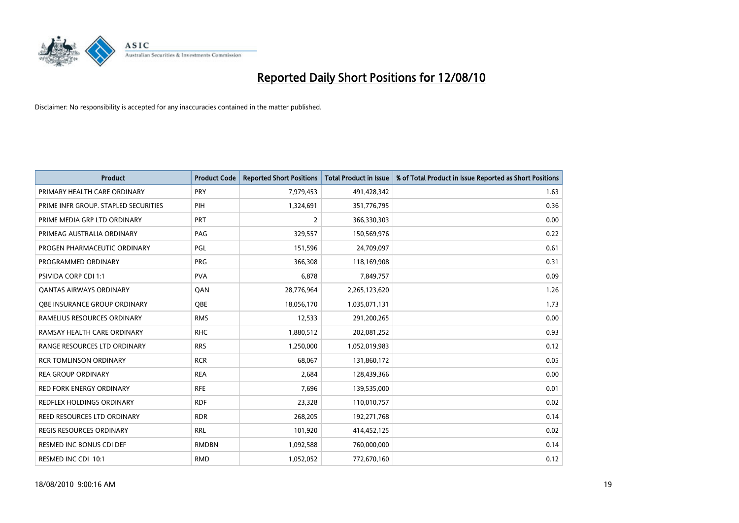# Reported Daily Short Positions for 12/08/10

Disclaimer: No responsibility is accepted for any inaccuracies contained in the matter published.

| Product | Product Code | Reported Short Positions | Total Product in Issue | % of Total Product in Issue Reported as Short Positions |
|---|---|---|---|---|
| PRIMARY HEALTH CARE ORDINARY | PRY | 7,979,453 | 491,428,342 | 1.63 |
| PRIME INFR GROUP. STAPLED SECURITIES | PIH | 1,324,691 | 351,776,795 | 0.36 |
| PRIME MEDIA GRP LTD ORDINARY | PRT | 2 | 366,330,303 | 0.00 |
| PRIMEAG AUSTRALIA ORDINARY | PAG | 329,557 | 150,569,976 | 0.22 |
| PROGEN PHARMACEUTIC ORDINARY | PGL | 151,596 | 24,709,097 | 0.61 |
| PROGRAMMED ORDINARY | PRG | 366,308 | 118,169,908 | 0.31 |
| PSIVIDA CORP CDI 1:1 | PVA | 6,878 | 7,849,757 | 0.09 |
| QANTAS AIRWAYS ORDINARY | QAN | 28,776,964 | 2,265,123,620 | 1.26 |
| QBE INSURANCE GROUP ORDINARY | QBE | 18,056,170 | 1,035,071,131 | 1.73 |
| RAMELIUS RESOURCES ORDINARY | RMS | 12,533 | 291,200,265 | 0.00 |
| RAMSAY HEALTH CARE ORDINARY | RHC | 1,880,512 | 202,081,252 | 0.93 |
| RANGE RESOURCES LTD ORDINARY | RRS | 1,250,000 | 1,052,019,983 | 0.12 |
| RCR TOMLINSON ORDINARY | RCR | 68,067 | 131,860,172 | 0.05 |
| REA GROUP ORDINARY | REA | 2,684 | 128,439,366 | 0.00 |
| RED FORK ENERGY ORDINARY | RFE | 7,696 | 139,535,000 | 0.01 |
| REDFLEX HOLDINGS ORDINARY | RDF | 23,328 | 110,010,757 | 0.02 |
| REED RESOURCES LTD ORDINARY | RDR | 268,205 | 192,271,768 | 0.14 |
| REGIS RESOURCES ORDINARY | RRL | 101,920 | 414,452,125 | 0.02 |
| RESMED INC BONUS CDI DEF | RMDBN | 1,092,588 | 760,000,000 | 0.14 |
| RESMED INC CDI 10:1 | RMD | 1,052,052 | 772,670,160 | 0.12 |

18/08/2010 9:00:16 AM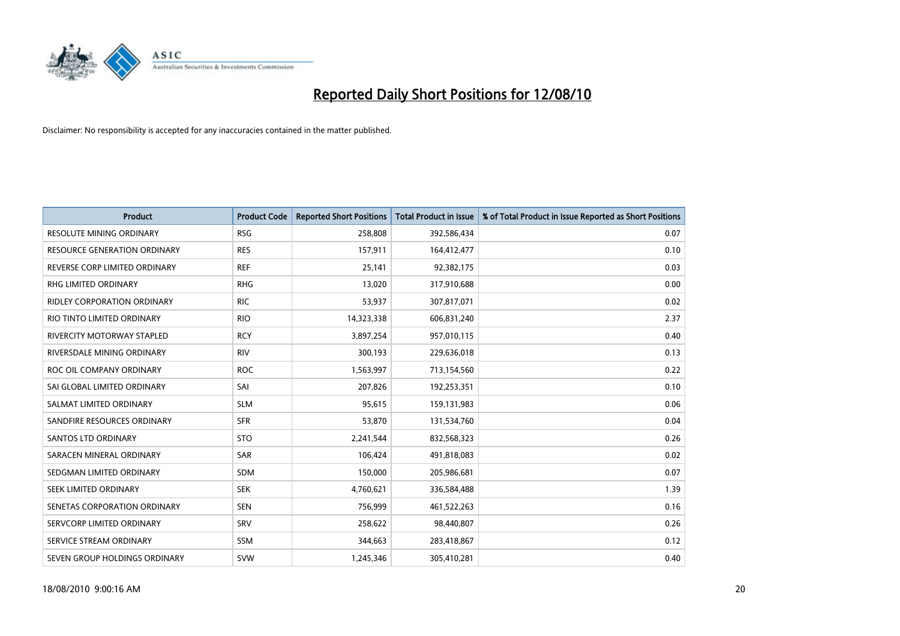# Reported Daily Short Positions for 12/08/10

Disclaimer: No responsibility is accepted for any inaccuracies contained in the matter published.

| Product | Product Code | Reported Short Positions | Total Product in Issue | % of Total Product in Issue Reported as Short Positions |
|---|---|---|---|---|
| RESOLUTE MINING ORDINARY | RSG | 258,808 | 392,586,434 | 0.07 |
| RESOURCE GENERATION ORDINARY | RES | 157,911 | 164,412,477 | 0.10 |
| REVERSE CORP LIMITED ORDINARY | REF | 25,141 | 92,382,175 | 0.03 |
| RHG LIMITED ORDINARY | RHG | 13,020 | 317,910,688 | 0.00 |
| RIDLEY CORPORATION ORDINARY | RIC | 53,937 | 307,817,071 | 0.02 |
| RIO TINTO LIMITED ORDINARY | RIO | 14,323,338 | 606,831,240 | 2.37 |
| RIVERCITY MOTORWAY STAPLED | RCY | 3,897,254 | 957,010,115 | 0.40 |
| RIVERSDALE MINING ORDINARY | RIV | 300,193 | 229,636,018 | 0.13 |
| ROC OIL COMPANY ORDINARY | ROC | 1,563,997 | 713,154,560 | 0.22 |
| SAI GLOBAL LIMITED ORDINARY | SAI | 207,826 | 192,253,351 | 0.10 |
| SALMAT LIMITED ORDINARY | SLM | 95,615 | 159,131,983 | 0.06 |
| SANDFIRE RESOURCES ORDINARY | SFR | 53,870 | 131,534,760 | 0.04 |
| SANTOS LTD ORDINARY | STO | 2,241,544 | 832,568,323 | 0.26 |
| SARACEN MINERAL ORDINARY | SAR | 106,424 | 491,818,083 | 0.02 |
| SEDGMAN LIMITED ORDINARY | SDM | 150,000 | 205,986,681 | 0.07 |
| SEEK LIMITED ORDINARY | SEK | 4,760,621 | 336,584,488 | 1.39 |
| SENETAS CORPORATION ORDINARY | SEN | 756,999 | 461,522,263 | 0.16 |
| SERVCORP LIMITED ORDINARY | SRV | 258,622 | 98,440,807 | 0.26 |
| SERVICE STREAM ORDINARY | SSM | 344,663 | 283,418,867 | 0.12 |
| SEVEN GROUP HOLDINGS ORDINARY | SVW | 1,245,346 | 305,410,281 | 0.40 |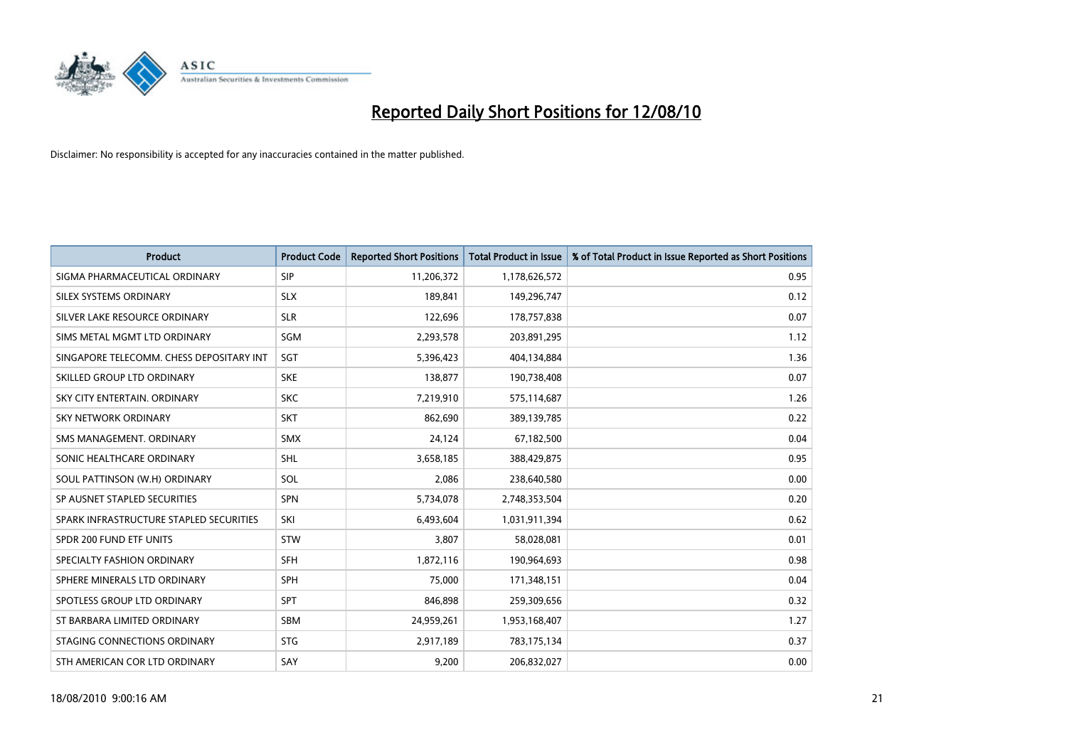# Reported Daily Short Positions for 12/08/10

Disclaimer: No responsibility is accepted for any inaccuracies contained in the matter published.

| Product | Product Code | Reported Short Positions | Total Product in Issue | % of Total Product in Issue Reported as Short Positions |
|---|---|---|---|---|
| SIGMA PHARMACEUTICAL ORDINARY | SIP | 11,206,372 | 1,178,626,572 | 0.95 |
| SILEX SYSTEMS ORDINARY | SLX | 189,841 | 149,296,747 | 0.12 |
| SILVER LAKE RESOURCE ORDINARY | SLR | 122,696 | 178,757,838 | 0.07 |
| SIMS METAL MGMT LTD ORDINARY | SGM | 2,293,578 | 203,891,295 | 1.12 |
| SINGAPORE TELECOMM. CHESS DEPOSITARY INT | SGT | 5,396,423 | 404,134,884 | 1.36 |
| SKILLED GROUP LTD ORDINARY | SKE | 138,877 | 190,738,408 | 0.07 |
| SKY CITY ENTERTAIN. ORDINARY | SKC | 7,219,910 | 575,114,687 | 1.26 |
| SKY NETWORK ORDINARY | SKT | 862,690 | 389,139,785 | 0.22 |
| SMS MANAGEMENT. ORDINARY | SMX | 24,124 | 67,182,500 | 0.04 |
| SONIC HEALTHCARE ORDINARY | SHL | 3,658,185 | 388,429,875 | 0.95 |
| SOUL PATTINSON (W.H) ORDINARY | SOL | 2,086 | 238,640,580 | 0.00 |
| SP AUSNET STAPLED SECURITIES | SPN | 5,734,078 | 2,748,353,504 | 0.20 |
| SPARK INFRASTRUCTURE STAPLED SECURITIES | SKI | 6,493,604 | 1,031,911,394 | 0.62 |
| SPDR 200 FUND ETF UNITS | STW | 3,807 | 58,028,081 | 0.01 |
| SPECIALTY FASHION ORDINARY | SFH | 1,872,116 | 190,964,693 | 0.98 |
| SPHERE MINERALS LTD ORDINARY | SPH | 75,000 | 171,348,151 | 0.04 |
| SPOTLESS GROUP LTD ORDINARY | SPT | 846,898 | 259,309,656 | 0.32 |
| ST BARBARA LIMITED ORDINARY | SBM | 24,959,261 | 1,953,168,407 | 1.27 |
| STAGING CONNECTIONS ORDINARY | STG | 2,917,189 | 783,175,134 | 0.37 |
| STH AMERICAN COR LTD ORDINARY | SAY | 9,200 | 206,832,027 | 0.00 |

18/08/2010 9:00:16 AM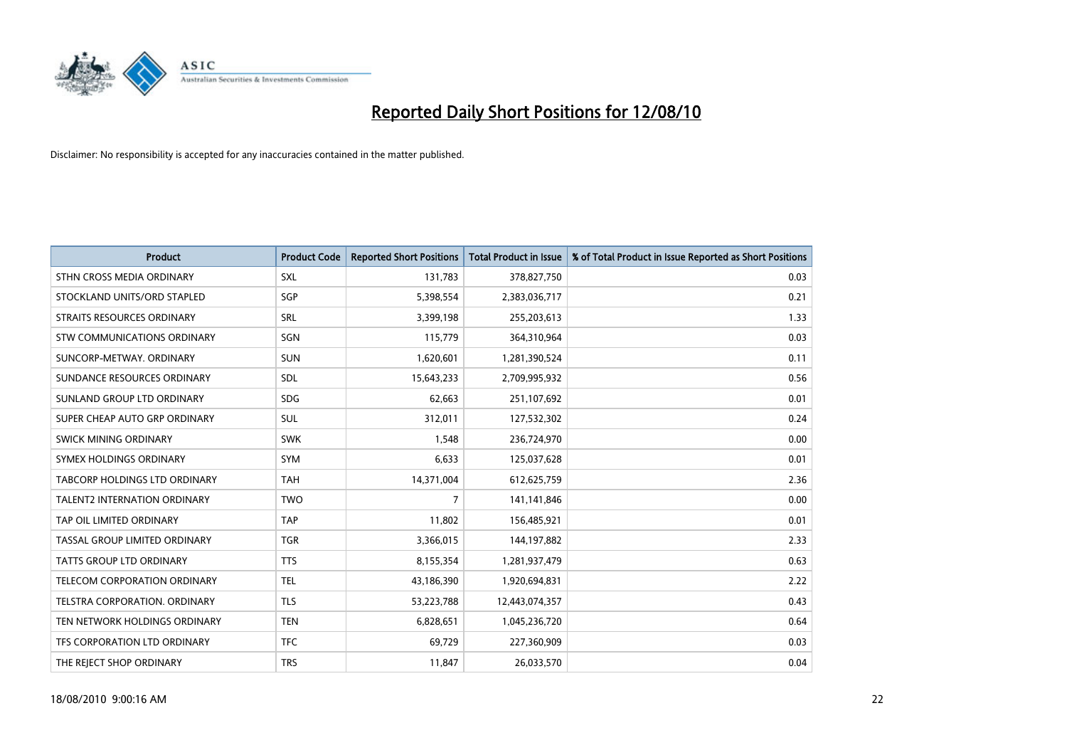# Reported Daily Short Positions for 12/08/10

Disclaimer: No responsibility is accepted for any inaccuracies contained in the matter published.

| Product | Product Code | Reported Short Positions | Total Product in Issue | % of Total Product in Issue Reported as Short Positions |
|---|---|---|---|---|
| STHN CROSS MEDIA ORDINARY | SXL | 131,783 | 378,827,750 | 0.03 |
| STOCKLAND UNITS/ORD STAPLED | SGP | 5,398,554 | 2,383,036,717 | 0.21 |
| STRAITS RESOURCES ORDINARY | SRL | 3,399,198 | 255,203,613 | 1.33 |
| STW COMMUNICATIONS ORDINARY | SGN | 115,779 | 364,310,964 | 0.03 |
| SUNCORP-METWAY. ORDINARY | SUN | 1,620,601 | 1,281,390,524 | 0.11 |
| SUNDANCE RESOURCES ORDINARY | SDL | 15,643,233 | 2,709,995,932 | 0.56 |
| SUNLAND GROUP LTD ORDINARY | SDG | 62,663 | 251,107,692 | 0.01 |
| SUPER CHEAP AUTO GRP ORDINARY | SUL | 312,011 | 127,532,302 | 0.24 |
| SWICK MINING ORDINARY | SWK | 1,548 | 236,724,970 | 0.00 |
| SYMEX HOLDINGS ORDINARY | SYM | 6,633 | 125,037,628 | 0.01 |
| TABCORP HOLDINGS LTD ORDINARY | TAH | 14,371,004 | 612,625,759 | 2.36 |
| TALENT2 INTERNATION ORDINARY | TWO | 7 | 141,141,846 | 0.00 |
| TAP OIL LIMITED ORDINARY | TAP | 11,802 | 156,485,921 | 0.01 |
| TASSAL GROUP LIMITED ORDINARY | TGR | 3,366,015 | 144,197,882 | 2.33 |
| TATTS GROUP LTD ORDINARY | TTS | 8,155,354 | 1,281,937,479 | 0.63 |
| TELECOM CORPORATION ORDINARY | TEL | 43,186,390 | 1,920,694,831 | 2.22 |
| TELSTRA CORPORATION. ORDINARY | TLS | 53,223,788 | 12,443,074,357 | 0.43 |
| TEN NETWORK HOLDINGS ORDINARY | TEN | 6,828,651 | 1,045,236,720 | 0.64 |
| TFS CORPORATION LTD ORDINARY | TFC | 69,729 | 227,360,909 | 0.03 |
| THE REJECT SHOP ORDINARY | TRS | 11,847 | 26,033,570 | 0.04 |

18/08/2010 9:00:16 AM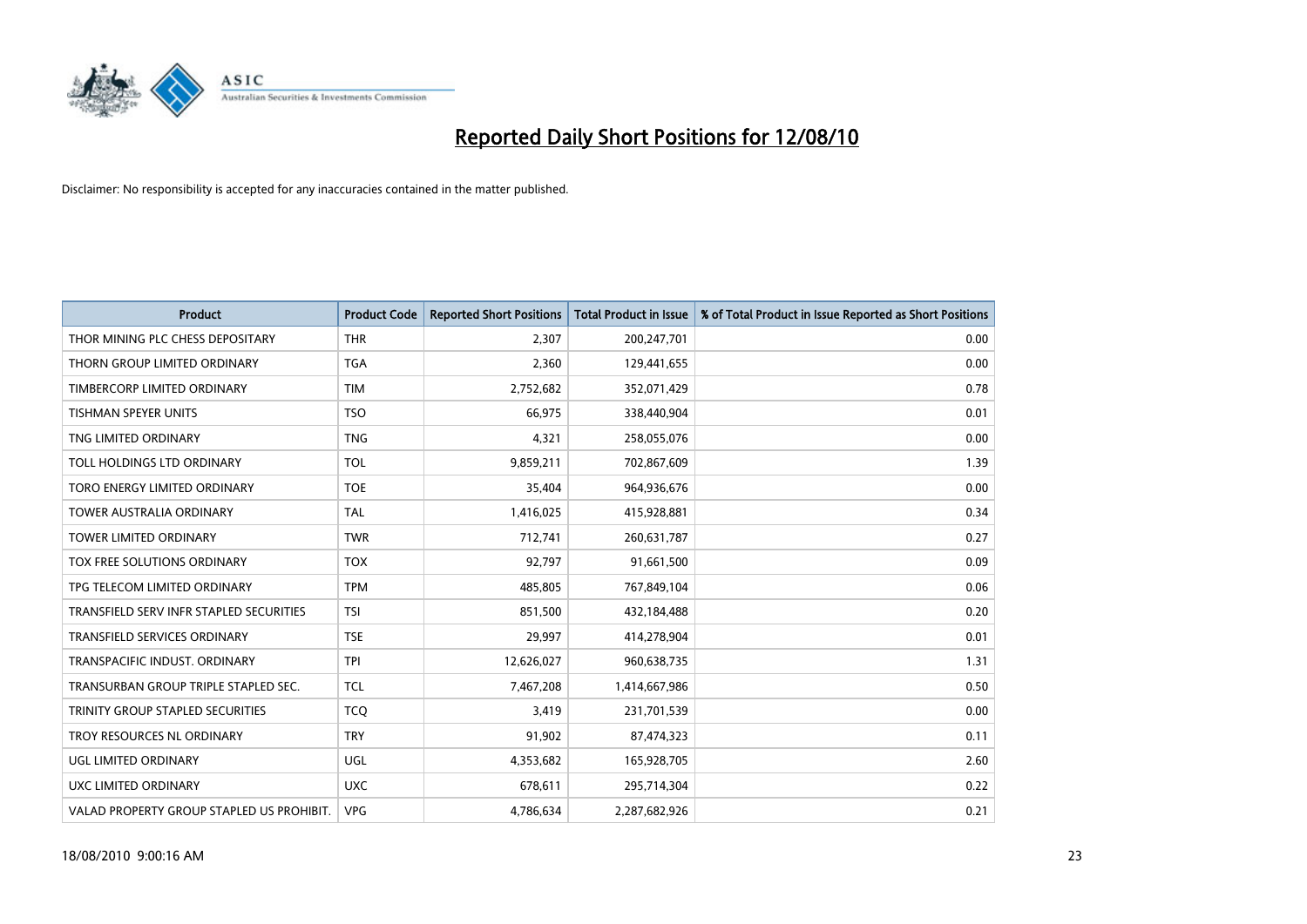# Reported Daily Short Positions for 12/08/10

Disclaimer: No responsibility is accepted for any inaccuracies contained in the matter published.

| Product | Product Code | Reported Short Positions | Total Product in Issue | % of Total Product in Issue Reported as Short Positions |
|---|---|---|---|---|
| THOR MINING PLC CHESS DEPOSITARY | THR | 2,307 | 200,247,701 | 0.00 |
| THORN GROUP LIMITED ORDINARY | TGA | 2,360 | 129,441,655 | 0.00 |
| TIMBERCORP LIMITED ORDINARY | TIM | 2,752,682 | 352,071,429 | 0.78 |
| TISHMAN SPEYER UNITS | TSO | 66,975 | 338,440,904 | 0.01 |
| TNG LIMITED ORDINARY | TNG | 4,321 | 258,055,076 | 0.00 |
| TOLL HOLDINGS LTD ORDINARY | TOL | 9,859,211 | 702,867,609 | 1.39 |
| TORO ENERGY LIMITED ORDINARY | TOE | 35,404 | 964,936,676 | 0.00 |
| TOWER AUSTRALIA ORDINARY | TAL | 1,416,025 | 415,928,881 | 0.34 |
| TOWER LIMITED ORDINARY | TWR | 712,741 | 260,631,787 | 0.27 |
| TOX FREE SOLUTIONS ORDINARY | TOX | 92,797 | 91,661,500 | 0.09 |
| TPG TELECOM LIMITED ORDINARY | TPM | 485,805 | 767,849,104 | 0.06 |
| TRANSFIELD SERV INFR STAPLED SECURITIES | TSI | 851,500 | 432,184,488 | 0.20 |
| TRANSFIELD SERVICES ORDINARY | TSE | 29,997 | 414,278,904 | 0.01 |
| TRANSPACIFIC INDUST. ORDINARY | TPI | 12,626,027 | 960,638,735 | 1.31 |
| TRANSURBAN GROUP TRIPLE STAPLED SEC. | TCL | 7,467,208 | 1,414,667,986 | 0.50 |
| TRINITY GROUP STAPLED SECURITIES | TCQ | 3,419 | 231,701,539 | 0.00 |
| TROY RESOURCES NL ORDINARY | TRY | 91,902 | 87,474,323 | 0.11 |
| UGL LIMITED ORDINARY | UGL | 4,353,682 | 165,928,705 | 2.60 |
| UXC LIMITED ORDINARY | UXC | 678,611 | 295,714,304 | 0.22 |
| VALAD PROPERTY GROUP STAPLED US PROHIBIT. | VPG | 4,786,634 | 2,287,682,926 | 0.21 |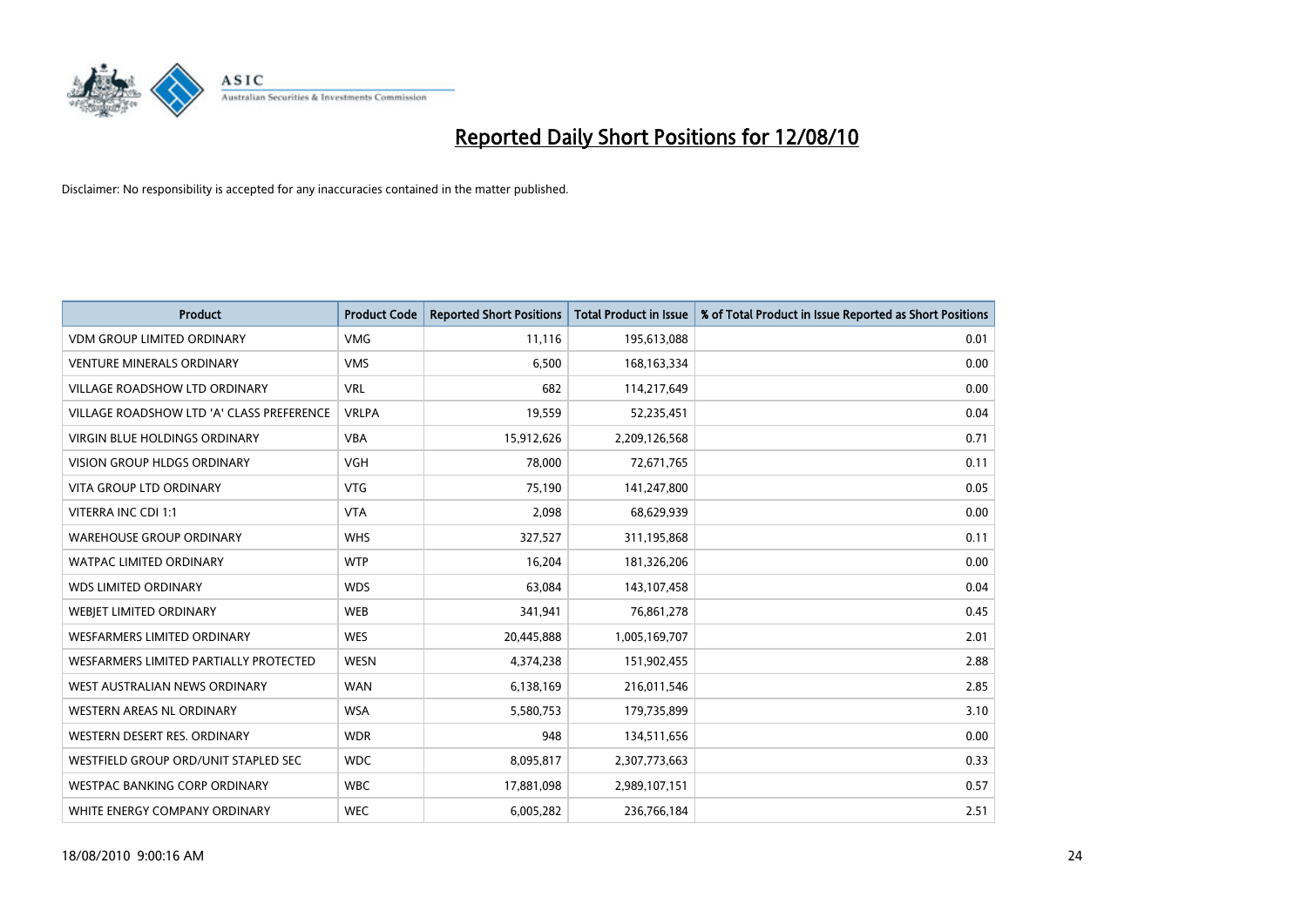# Reported Daily Short Positions for 12/08/10

Disclaimer: No responsibility is accepted for any inaccuracies contained in the matter published.

| Product | Product Code | Reported Short Positions | Total Product in Issue | % of Total Product in Issue Reported as Short Positions |
|---|---|---|---|---|
| VDM GROUP LIMITED ORDINARY | VMG | 11,116 | 195,613,088 | 0.01 |
| VENTURE MINERALS ORDINARY | VMS | 6,500 | 168,163,334 | 0.00 |
| VILLAGE ROADSHOW LTD ORDINARY | VRL | 682 | 114,217,649 | 0.00 |
| VILLAGE ROADSHOW LTD 'A' CLASS PREFERENCE | VRLPA | 19,559 | 52,235,451 | 0.04 |
| VIRGIN BLUE HOLDINGS ORDINARY | VBA | 15,912,626 | 2,209,126,568 | 0.71 |
| VISION GROUP HLDGS ORDINARY | VGH | 78,000 | 72,671,765 | 0.11 |
| VITA GROUP LTD ORDINARY | VTG | 75,190 | 141,247,800 | 0.05 |
| VITERRA INC CDI 1:1 | VTA | 2,098 | 68,629,939 | 0.00 |
| WAREHOUSE GROUP ORDINARY | WHS | 327,527 | 311,195,868 | 0.11 |
| WATPAC LIMITED ORDINARY | WTP | 16,204 | 181,326,206 | 0.00 |
| WDS LIMITED ORDINARY | WDS | 63,084 | 143,107,458 | 0.04 |
| WEBJET LIMITED ORDINARY | WEB | 341,941 | 76,861,278 | 0.45 |
| WESFARMERS LIMITED ORDINARY | WES | 20,445,888 | 1,005,169,707 | 2.01 |
| WESFARMERS LIMITED PARTIALLY PROTECTED | WESN | 4,374,238 | 151,902,455 | 2.88 |
| WEST AUSTRALIAN NEWS ORDINARY | WAN | 6,138,169 | 216,011,546 | 2.85 |
| WESTERN AREAS NL ORDINARY | WSA | 5,580,753 | 179,735,899 | 3.10 |
| WESTERN DESERT RES. ORDINARY | WDR | 948 | 134,511,656 | 0.00 |
| WESTFIELD GROUP ORD/UNIT STAPLED SEC | WDC | 8,095,817 | 2,307,773,663 | 0.33 |
| WESTPAC BANKING CORP ORDINARY | WBC | 17,881,098 | 2,989,107,151 | 0.57 |
| WHITE ENERGY COMPANY ORDINARY | WEC | 6,005,282 | 236,766,184 | 2.51 |

18/08/2010 9:00:16 AM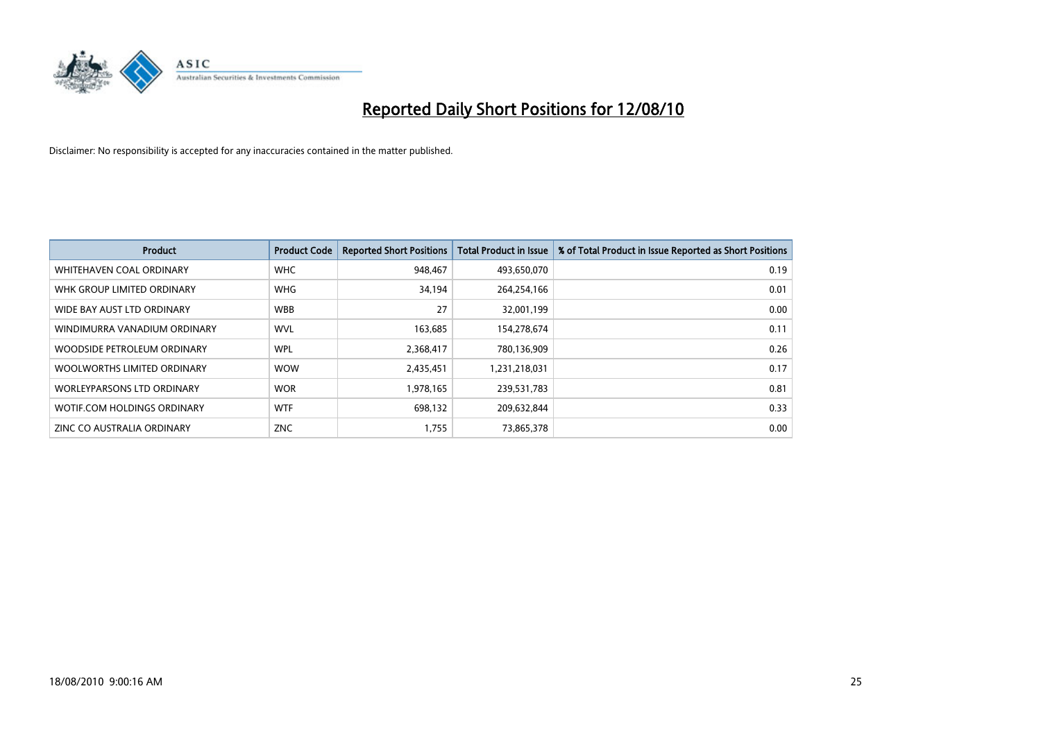# Reported Daily Short Positions for 12/08/10

Disclaimer: No responsibility is accepted for any inaccuracies contained in the matter published.

| Product | Product Code | Reported Short Positions | Total Product in Issue | % of Total Product in Issue Reported as Short Positions |
|---|---|---|---|---|
| WHITEHAVEN COAL ORDINARY | WHC | 948,467 | 493,650,070 | 0.19 |
| WHK GROUP LIMITED ORDINARY | WHG | 34,194 | 264,254,166 | 0.01 |
| WIDE BAY AUST LTD ORDINARY | WBB | 27 | 32,001,199 | 0.00 |
| WINDIMURRA VANADIUM ORDINARY | WVL | 163,685 | 154,278,674 | 0.11 |
| WOODSIDE PETROLEUM ORDINARY | WPL | 2,368,417 | 780,136,909 | 0.26 |
| WOOLWORTHS LIMITED ORDINARY | WOW | 2,435,451 | 1,231,218,031 | 0.17 |
| WORLEYPARSONS LTD ORDINARY | WOR | 1,978,165 | 239,531,783 | 0.81 |
| WOTIF.COM HOLDINGS ORDINARY | WTF | 698,132 | 209,632,844 | 0.33 |
| ZINC CO AUSTRALIA ORDINARY | ZNC | 1,755 | 73,865,378 | 0.00 |

18/08/2010 9:00:16 AM